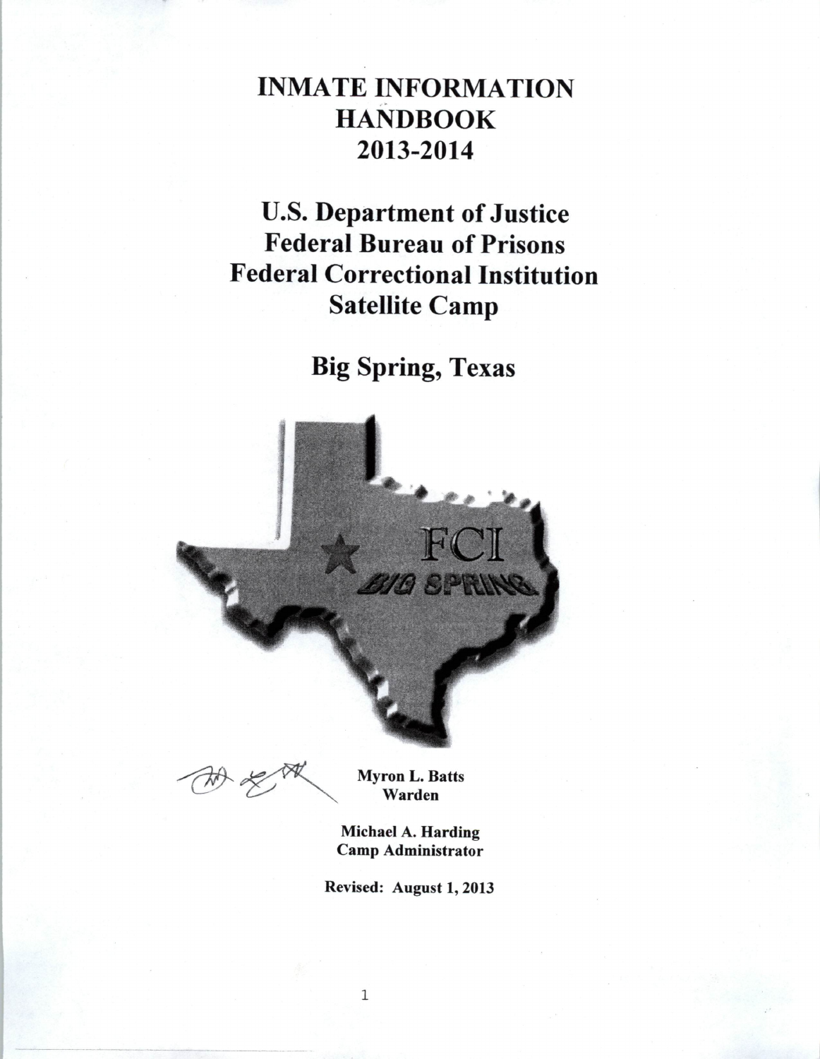# INMATE INFORMATION HANDBOOK 2013-2014

## U.S. Department of Justice
## Federal Bureau of Prisons
## Federal Correctional Institution
## Satellite Camp

## Big Spring, Texas

FCI BIG SPRING

**Myron L. Batts**
**Warden**

**Michael A. Harding**
**Camp Administrator**

**Revised: August 1, 2013**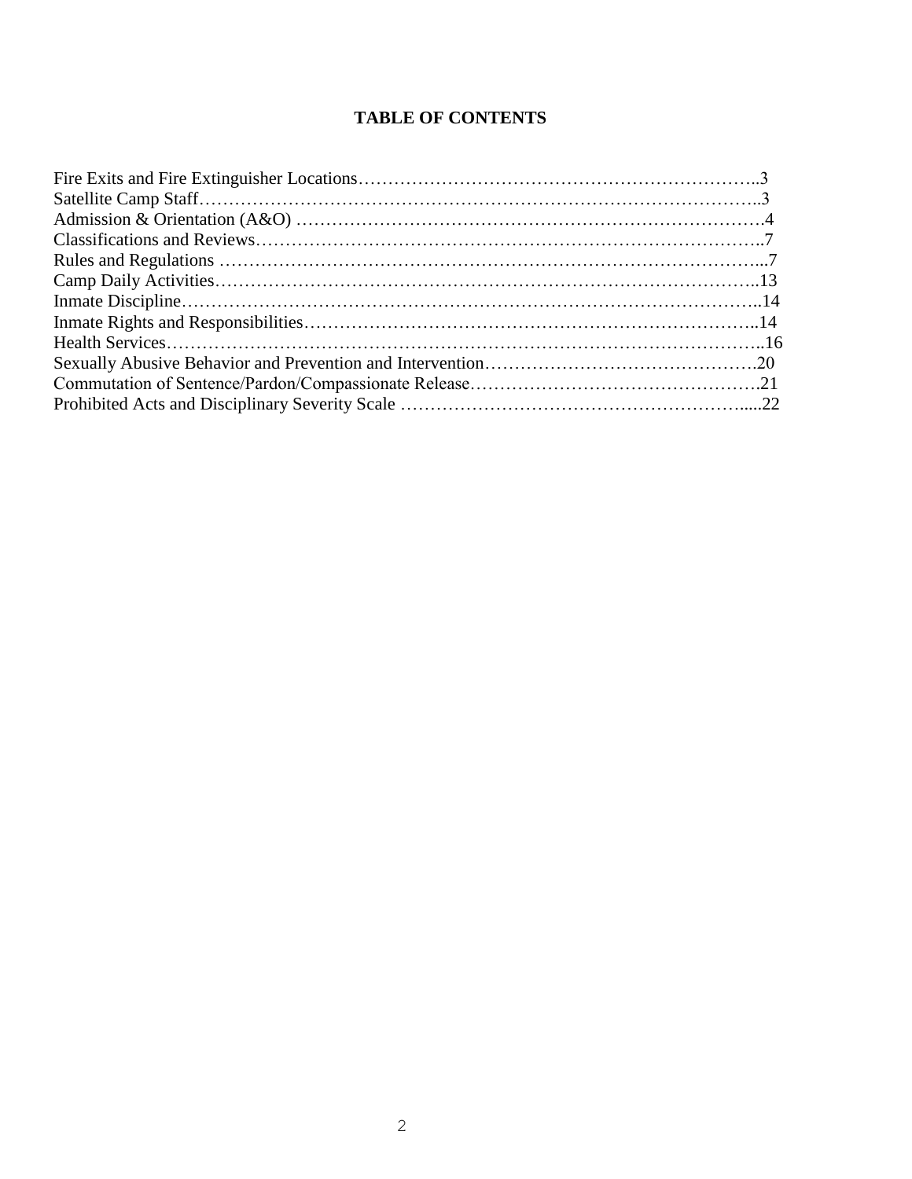# TABLE OF CONTENTS

Fire Exits and Fire Extinguisher Locations……………………………………………………………..3
Satellite Camp Staff………………………………………………………………………………..3
Admission & Orientation (A&O) ……………………………………………………………………….4
Classifications and Reviews……………………………………………………………………..7
Rules and Regulations ………………………………………………………………………………...7
Camp Daily Activities………………………………………………………………………………..13
Inmate Discipline……………………………………………………………………………………..14
Inmate Rights and Responsibilities…………………………………………………………………..14
Health Services………………………………………………………………………………………..16
Sexually Abusive Behavior and Prevention and Intervention……………………………………….20
Commutation of Sentence/Pardon/Compassionate Release………………………………………….21
Prohibited Acts and Disciplinary Severity Scale …………………………………………………......22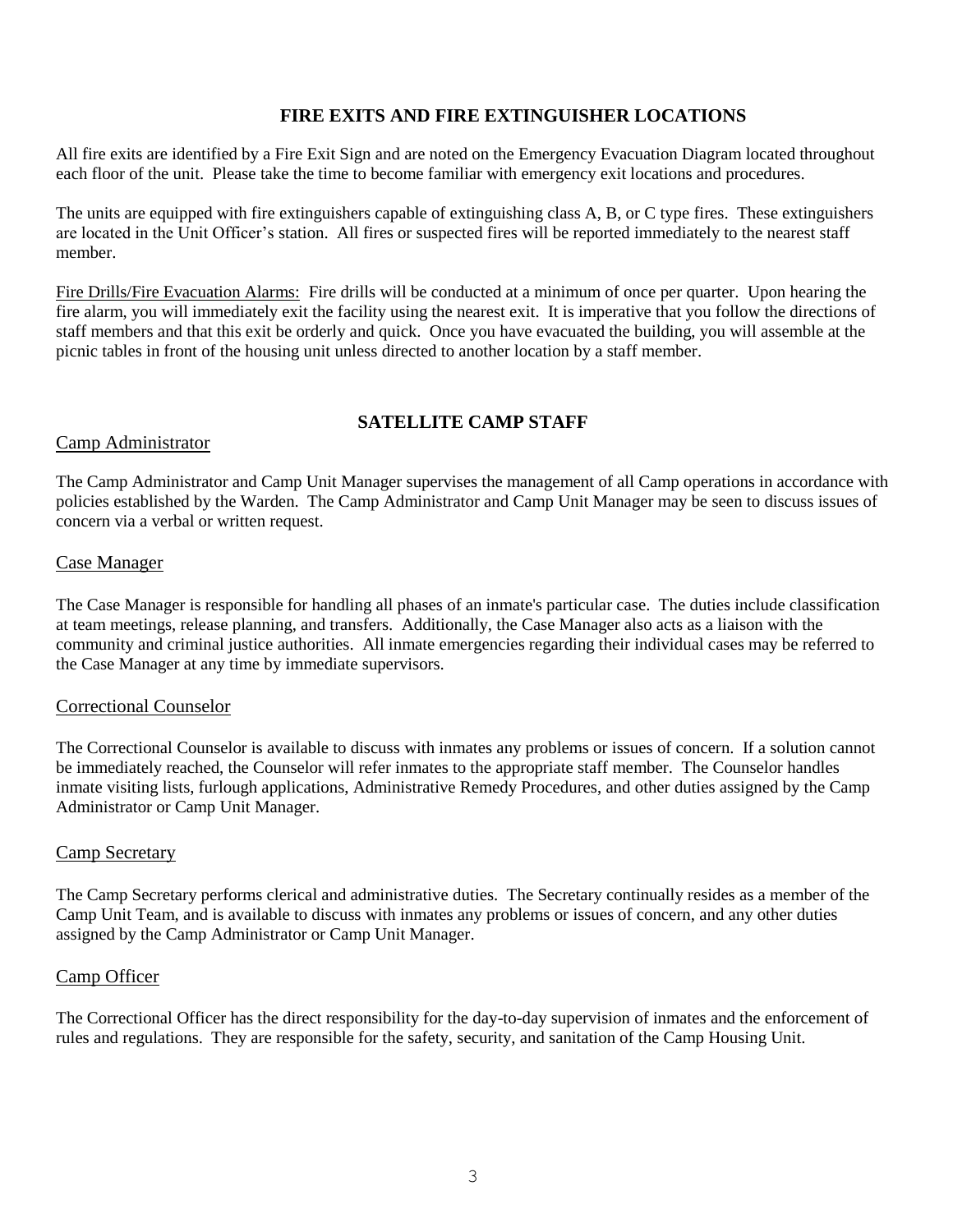## FIRE EXITS AND FIRE EXTINGUISHER LOCATIONS

All fire exits are identified by a Fire Exit Sign and are noted on the Emergency Evacuation Diagram located throughout each floor of the unit. Please take the time to become familiar with emergency exit locations and procedures.

The units are equipped with fire extinguishers capable of extinguishing class A, B, or C type fires. These extinguishers are located in the Unit Officer's station. All fires or suspected fires will be reported immediately to the nearest staff member.

Fire Drills/Fire Evacuation Alarms: Fire drills will be conducted at a minimum of once per quarter. Upon hearing the fire alarm, you will immediately exit the facility using the nearest exit. It is imperative that you follow the directions of staff members and that this exit be orderly and quick. Once you have evacuated the building, you will assemble at the picnic tables in front of the housing unit unless directed to another location by a staff member.

## SATELLITE CAMP STAFF

### Camp Administrator

The Camp Administrator and Camp Unit Manager supervises the management of all Camp operations in accordance with policies established by the Warden. The Camp Administrator and Camp Unit Manager may be seen to discuss issues of concern via a verbal or written request.

### Case Manager

The Case Manager is responsible for handling all phases of an inmate's particular case. The duties include classification at team meetings, release planning, and transfers. Additionally, the Case Manager also acts as a liaison with the community and criminal justice authorities. All inmate emergencies regarding their individual cases may be referred to the Case Manager at any time by immediate supervisors.

### Correctional Counselor

The Correctional Counselor is available to discuss with inmates any problems or issues of concern. If a solution cannot be immediately reached, the Counselor will refer inmates to the appropriate staff member. The Counselor handles inmate visiting lists, furlough applications, Administrative Remedy Procedures, and other duties assigned by the Camp Administrator or Camp Unit Manager.

### Camp Secretary

The Camp Secretary performs clerical and administrative duties. The Secretary continually resides as a member of the Camp Unit Team, and is available to discuss with inmates any problems or issues of concern, and any other duties assigned by the Camp Administrator or Camp Unit Manager.

### Camp Officer

The Correctional Officer has the direct responsibility for the day-to-day supervision of inmates and the enforcement of rules and regulations. They are responsible for the safety, security, and sanitation of the Camp Housing Unit.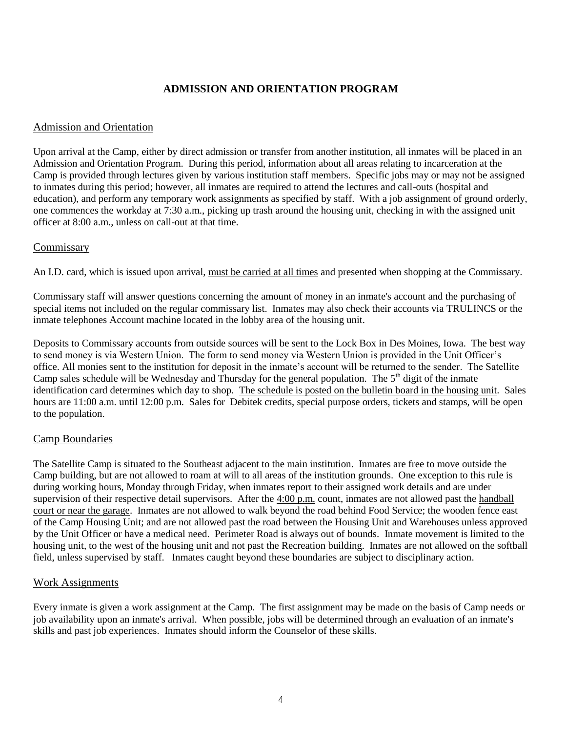# ADMISSION AND ORIENTATION PROGRAM

## Admission and Orientation

Upon arrival at the Camp, either by direct admission or transfer from another institution, all inmates will be placed in an Admission and Orientation Program. During this period, information about all areas relating to incarceration at the Camp is provided through lectures given by various institution staff members. Specific jobs may or may not be assigned to inmates during this period; however, all inmates are required to attend the lectures and call-outs (hospital and education), and perform any temporary work assignments as specified by staff. With a job assignment of ground orderly, one commences the workday at 7:30 a.m., picking up trash around the housing unit, checking in with the assigned unit officer at 8:00 a.m., unless on call-out at that time.

## Commissary

An I.D. card, which is issued upon arrival, must be carried at all times and presented when shopping at the Commissary.

Commissary staff will answer questions concerning the amount of money in an inmate's account and the purchasing of special items not included on the regular commissary list. Inmates may also check their accounts via TRULINCS or the inmate telephones Account machine located in the lobby area of the housing unit.

Deposits to Commissary accounts from outside sources will be sent to the Lock Box in Des Moines, Iowa. The best way to send money is via Western Union. The form to send money via Western Union is provided in the Unit Officer's office. All monies sent to the institution for deposit in the inmate's account will be returned to the sender. The Satellite Camp sales schedule will be Wednesday and Thursday for the general population. The 5th digit of the inmate identification card determines which day to shop. The schedule is posted on the bulletin board in the housing unit. Sales hours are 11:00 a.m. until 12:00 p.m. Sales for Debitek credits, special purpose orders, tickets and stamps, will be open to the population.

## Camp Boundaries

The Satellite Camp is situated to the Southeast adjacent to the main institution. Inmates are free to move outside the Camp building, but are not allowed to roam at will to all areas of the institution grounds. One exception to this rule is during working hours, Monday through Friday, when inmates report to their assigned work details and are under supervision of their respective detail supervisors. After the 4:00 p.m. count, inmates are not allowed past the handball court or near the garage. Inmates are not allowed to walk beyond the road behind Food Service; the wooden fence east of the Camp Housing Unit; and are not allowed past the road between the Housing Unit and Warehouses unless approved by the Unit Officer or have a medical need. Perimeter Road is always out of bounds. Inmate movement is limited to the housing unit, to the west of the housing unit and not past the Recreation building. Inmates are not allowed on the softball field, unless supervised by staff. Inmates caught beyond these boundaries are subject to disciplinary action.

## Work Assignments

Every inmate is given a work assignment at the Camp. The first assignment may be made on the basis of Camp needs or job availability upon an inmate's arrival. When possible, jobs will be determined through an evaluation of an inmate's skills and past job experiences. Inmates should inform the Counselor of these skills.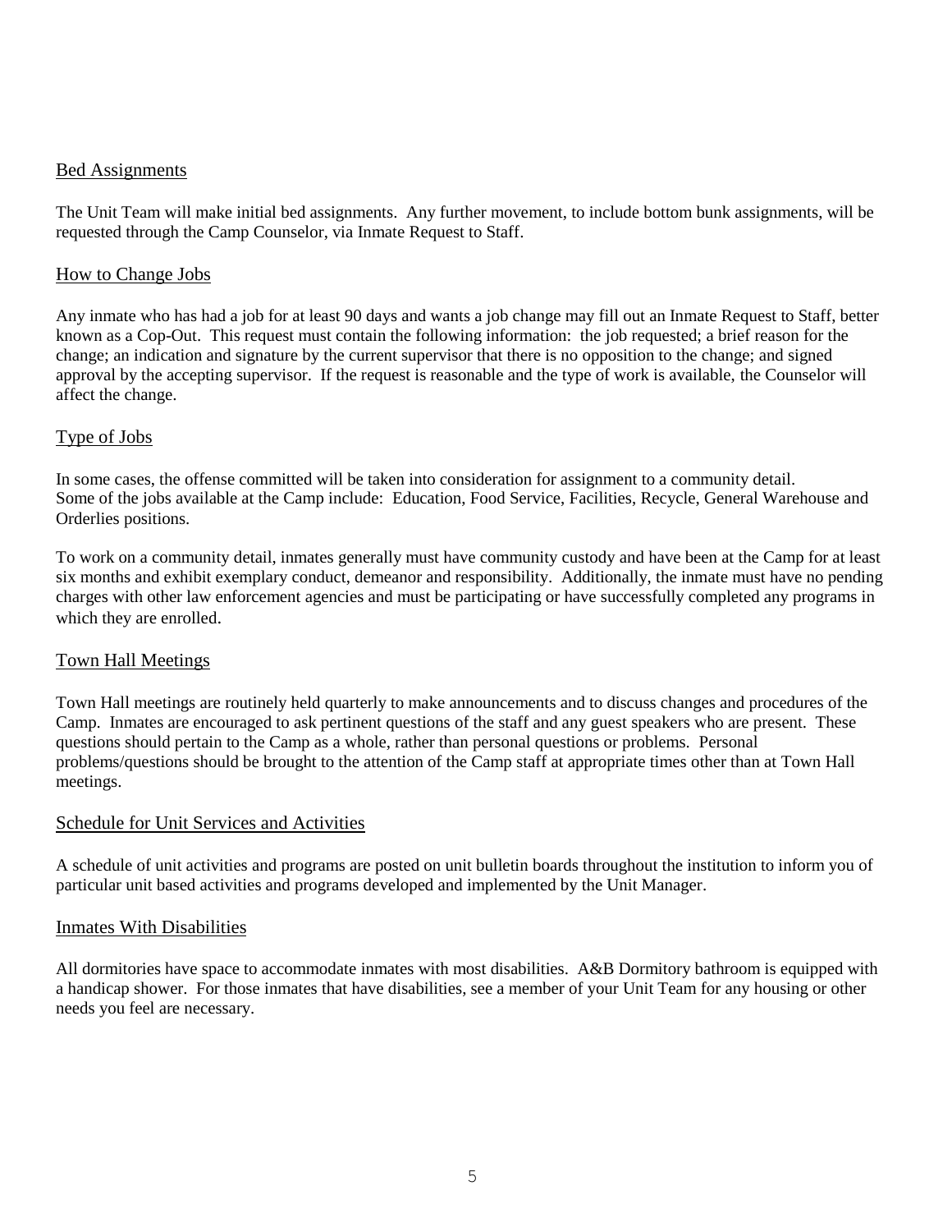## Bed Assignments

The Unit Team will make initial bed assignments. Any further movement, to include bottom bunk assignments, will be requested through the Camp Counselor, via Inmate Request to Staff.

## How to Change Jobs

Any inmate who has had a job for at least 90 days and wants a job change may fill out an Inmate Request to Staff, better known as a Cop-Out. This request must contain the following information: the job requested; a brief reason for the change; an indication and signature by the current supervisor that there is no opposition to the change; and signed approval by the accepting supervisor. If the request is reasonable and the type of work is available, the Counselor will affect the change.

## Type of Jobs

In some cases, the offense committed will be taken into consideration for assignment to a community detail. Some of the jobs available at the Camp include: Education, Food Service, Facilities, Recycle, General Warehouse and Orderlies positions.

To work on a community detail, inmates generally must have community custody and have been at the Camp for at least six months and exhibit exemplary conduct, demeanor and responsibility. Additionally, the inmate must have no pending charges with other law enforcement agencies and must be participating or have successfully completed any programs in which they are enrolled.

## Town Hall Meetings

Town Hall meetings are routinely held quarterly to make announcements and to discuss changes and procedures of the Camp. Inmates are encouraged to ask pertinent questions of the staff and any guest speakers who are present. These questions should pertain to the Camp as a whole, rather than personal questions or problems. Personal problems/questions should be brought to the attention of the Camp staff at appropriate times other than at Town Hall meetings.

## Schedule for Unit Services and Activities

A schedule of unit activities and programs are posted on unit bulletin boards throughout the institution to inform you of particular unit based activities and programs developed and implemented by the Unit Manager.

## Inmates With Disabilities

All dormitories have space to accommodate inmates with most disabilities. A&B Dormitory bathroom is equipped with a handicap shower. For those inmates that have disabilities, see a member of your Unit Team for any housing or other needs you feel are necessary.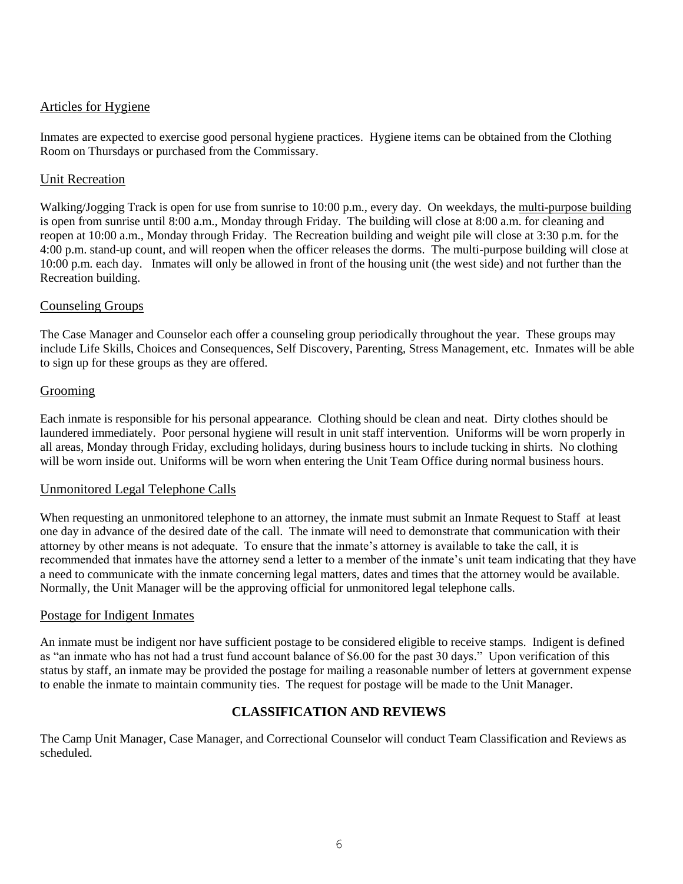## Articles for Hygiene

Inmates are expected to exercise good personal hygiene practices. Hygiene items can be obtained from the Clothing Room on Thursdays or purchased from the Commissary.

## Unit Recreation

Walking/Jogging Track is open for use from sunrise to 10:00 p.m., every day. On weekdays, the multi-purpose building is open from sunrise until 8:00 a.m., Monday through Friday. The building will close at 8:00 a.m. for cleaning and reopen at 10:00 a.m., Monday through Friday. The Recreation building and weight pile will close at 3:30 p.m. for the 4:00 p.m. stand-up count, and will reopen when the officer releases the dorms. The multi-purpose building will close at 10:00 p.m. each day. Inmates will only be allowed in front of the housing unit (the west side) and not further than the Recreation building.

## Counseling Groups

The Case Manager and Counselor each offer a counseling group periodically throughout the year. These groups may include Life Skills, Choices and Consequences, Self Discovery, Parenting, Stress Management, etc. Inmates will be able to sign up for these groups as they are offered.

## Grooming

Each inmate is responsible for his personal appearance. Clothing should be clean and neat. Dirty clothes should be laundered immediately. Poor personal hygiene will result in unit staff intervention. Uniforms will be worn properly in all areas, Monday through Friday, excluding holidays, during business hours to include tucking in shirts. No clothing will be worn inside out. Uniforms will be worn when entering the Unit Team Office during normal business hours.

## Unmonitored Legal Telephone Calls

When requesting an unmonitored telephone to an attorney, the inmate must submit an Inmate Request to Staff at least one day in advance of the desired date of the call. The inmate will need to demonstrate that communication with their attorney by other means is not adequate. To ensure that the inmate's attorney is available to take the call, it is recommended that inmates have the attorney send a letter to a member of the inmate's unit team indicating that they have a need to communicate with the inmate concerning legal matters, dates and times that the attorney would be available. Normally, the Unit Manager will be the approving official for unmonitored legal telephone calls.

## Postage for Indigent Inmates

An inmate must be indigent nor have sufficient postage to be considered eligible to receive stamps. Indigent is defined as "an inmate who has not had a trust fund account balance of $6.00 for the past 30 days." Upon verification of this status by staff, an inmate may be provided the postage for mailing a reasonable number of letters at government expense to enable the inmate to maintain community ties. The request for postage will be made to the Unit Manager.

# CLASSIFICATION AND REVIEWS

The Camp Unit Manager, Case Manager, and Correctional Counselor will conduct Team Classification and Reviews as scheduled.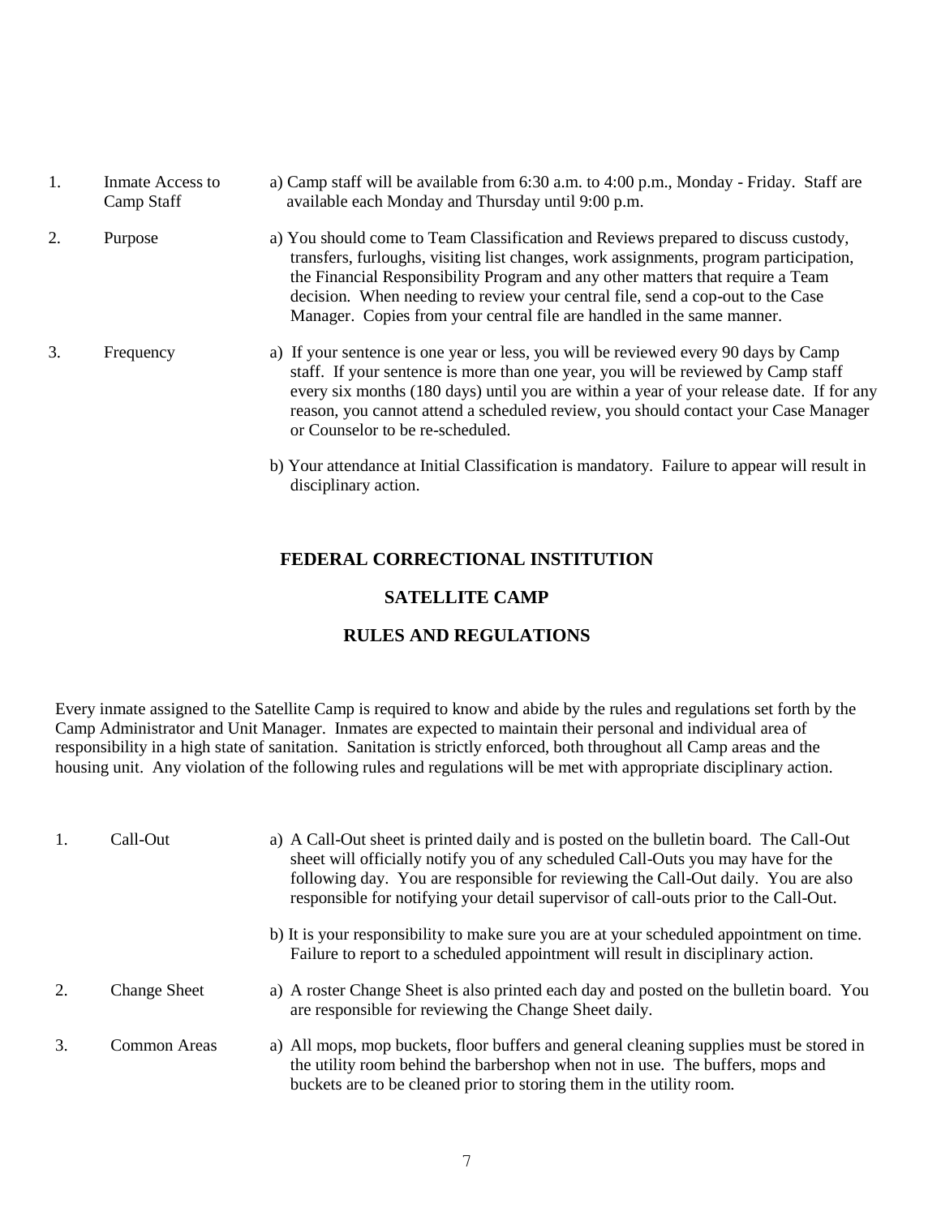| | | |
|---|---|---|
| 1. | Inmate Access to Camp Staff | a) Camp staff will be available from 6:30 a.m. to 4:00 p.m., Monday - Friday. Staff are available each Monday and Thursday until 9:00 p.m. |
| 2. | Purpose | a) You should come to Team Classification and Reviews prepared to discuss custody, transfers, furloughs, visiting list changes, work assignments, program participation, the Financial Responsibility Program and any other matters that require a Team decision. When needing to review your central file, send a cop-out to the Case Manager. Copies from your central file are handled in the same manner. |
| 3. | Frequency | a) If your sentence is one year or less, you will be reviewed every 90 days by Camp staff. If your sentence is more than one year, you will be reviewed by Camp staff every six months (180 days) until you are within a year of your release date. If for any reason, you cannot attend a scheduled review, you should contact your Case Manager or Counselor to be re-scheduled. |
| | | b) Your attendance at Initial Classification is mandatory. Failure to appear will result in disciplinary action. |

## FEDERAL CORRECTIONAL INSTITUTION

## SATELLITE CAMP

## RULES AND REGULATIONS

Every inmate assigned to the Satellite Camp is required to know and abide by the rules and regulations set forth by the Camp Administrator and Unit Manager. Inmates are expected to maintain their personal and individual area of responsibility in a high state of sanitation. Sanitation is strictly enforced, both throughout all Camp areas and the housing unit. Any violation of the following rules and regulations will be met with appropriate disciplinary action.

| | | |
|---|---|---|
| 1. | Call-Out | a) A Call-Out sheet is printed daily and is posted on the bulletin board. The Call-Out sheet will officially notify you of any scheduled Call-Outs you may have for the following day. You are responsible for reviewing the Call-Out daily. You are also responsible for notifying your detail supervisor of call-outs prior to the Call-Out. |
| | | b) It is your responsibility to make sure you are at your scheduled appointment on time. Failure to report to a scheduled appointment will result in disciplinary action. |
| 2. | Change Sheet | a) A roster Change Sheet is also printed each day and posted on the bulletin board. You are responsible for reviewing the Change Sheet daily. |
| 3. | Common Areas | a) All mops, mop buckets, floor buffers and general cleaning supplies must be stored in the utility room behind the barbershop when not in use. The buffers, mops and buckets are to be cleaned prior to storing them in the utility room. |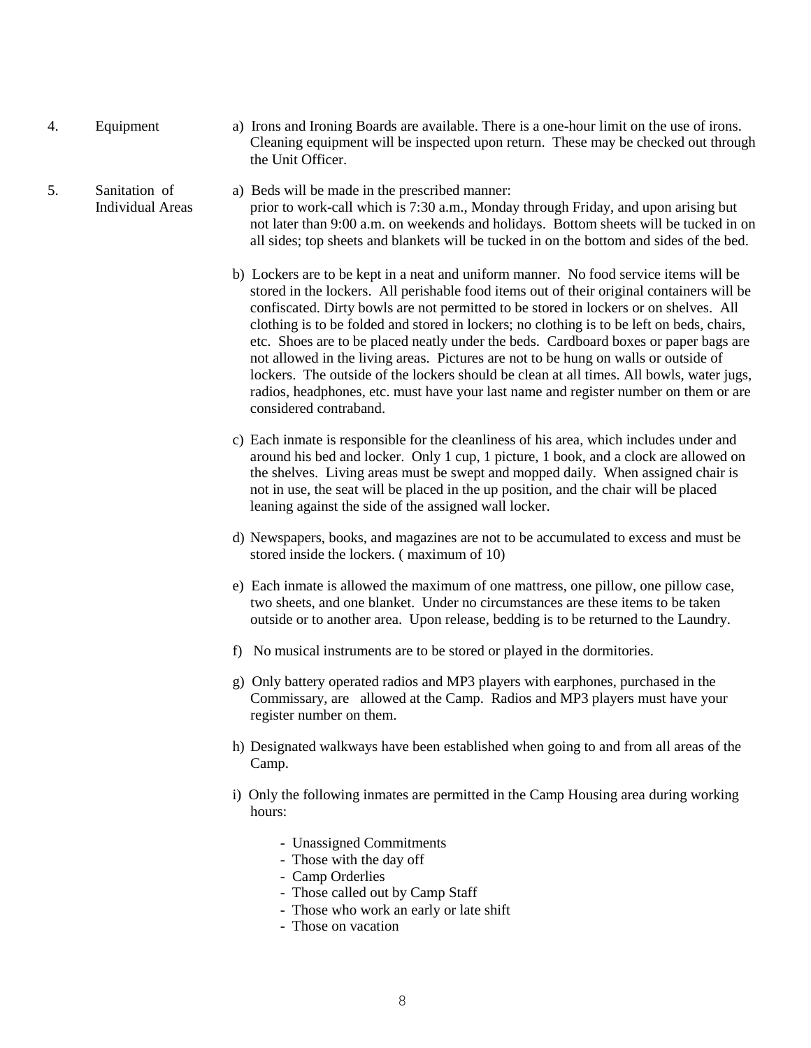4. Equipment

a) Irons and Ironing Boards are available. There is a one-hour limit on the use of irons. Cleaning equipment will be inspected upon return. These may be checked out through the Unit Officer.

5. Sanitation of Individual Areas

a) Beds will be made in the prescribed manner: prior to work-call which is 7:30 a.m., Monday through Friday, and upon arising but not later than 9:00 a.m. on weekends and holidays. Bottom sheets will be tucked in on all sides; top sheets and blankets will be tucked in on the bottom and sides of the bed.

b) Lockers are to be kept in a neat and uniform manner. No food service items will be stored in the lockers. All perishable food items out of their original containers will be confiscated. Dirty bowls are not permitted to be stored in lockers or on shelves. All clothing is to be folded and stored in lockers; no clothing is to be left on beds, chairs, etc. Shoes are to be placed neatly under the beds. Cardboard boxes or paper bags are not allowed in the living areas. Pictures are not to be hung on walls or outside of lockers. The outside of the lockers should be clean at all times. All bowls, water jugs, radios, headphones, etc. must have your last name and register number on them or are considered contraband.

c) Each inmate is responsible for the cleanliness of his area, which includes under and around his bed and locker. Only 1 cup, 1 picture, 1 book, and a clock are allowed on the shelves. Living areas must be swept and mopped daily. When assigned chair is not in use, the seat will be placed in the up position, and the chair will be placed leaning against the side of the assigned wall locker.

d) Newspapers, books, and magazines are not to be accumulated to excess and must be stored inside the lockers. ( maximum of 10)

e) Each inmate is allowed the maximum of one mattress, one pillow, one pillow case, two sheets, and one blanket. Under no circumstances are these items to be taken outside or to another area. Upon release, bedding is to be returned to the Laundry.

f) No musical instruments are to be stored or played in the dormitories.

g) Only battery operated radios and MP3 players with earphones, purchased in the Commissary, are allowed at the Camp. Radios and MP3 players must have your register number on them.

h) Designated walkways have been established when going to and from all areas of the Camp.

i) Only the following inmates are permitted in the Camp Housing area during working hours:

- Unassigned Commitments
- Those with the day off
- Camp Orderlies
- Those called out by Camp Staff
- Those who work an early or late shift
- Those on vacation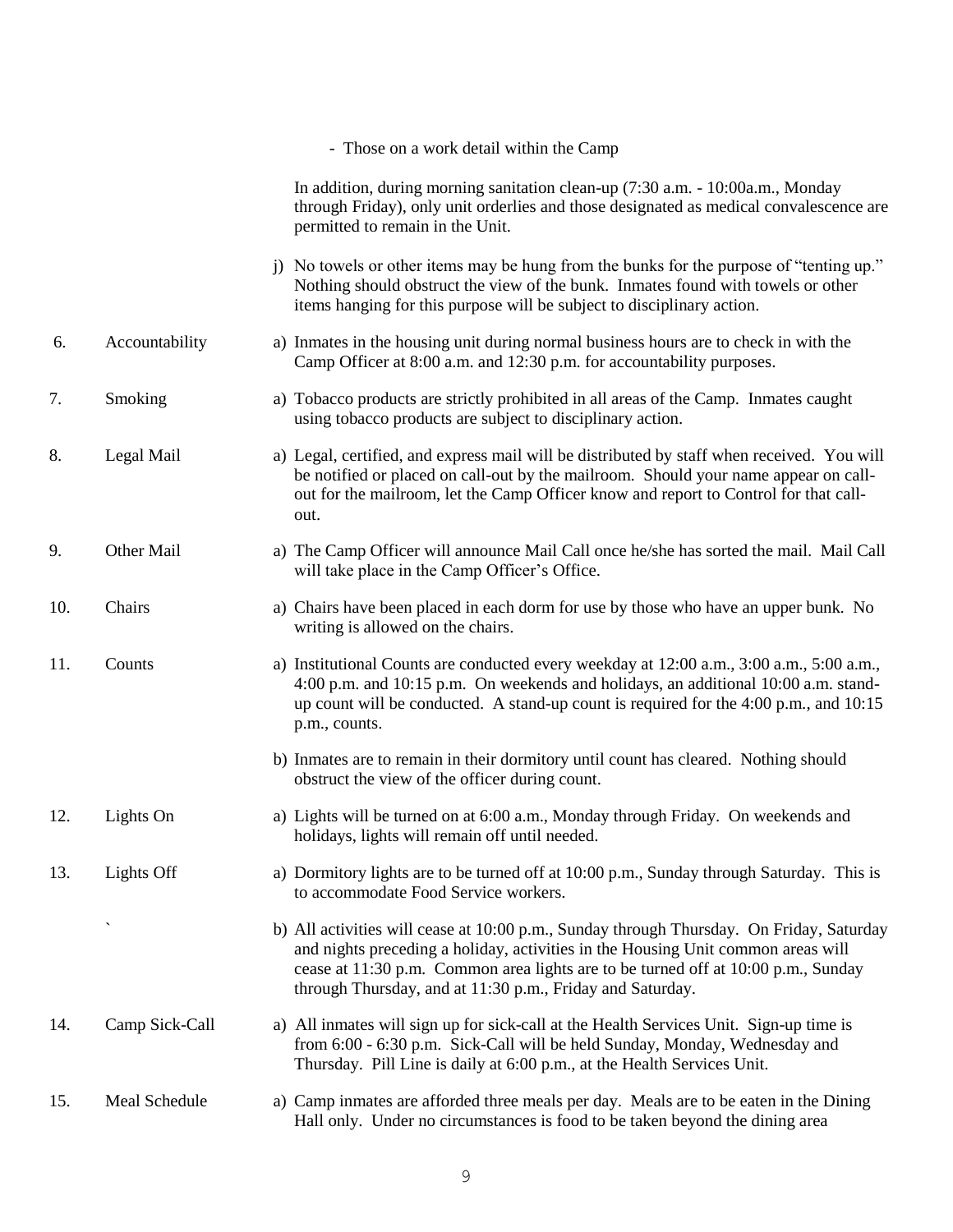- Those on a work detail within the Camp

In addition, during morning sanitation clean-up (7:30 a.m. - 10:00a.m., Monday through Friday), only unit orderlies and those designated as medical convalescence are permitted to remain in the Unit.

j) No towels or other items may be hung from the bunks for the purpose of "tenting up." Nothing should obstruct the view of the bunk. Inmates found with towels or other items hanging for this purpose will be subject to disciplinary action.

| | | |
|---|---|---|
| 6. | Accountability | a) Inmates in the housing unit during normal business hours are to check in with the Camp Officer at 8:00 a.m. and 12:30 p.m. for accountability purposes. |
| 7. | Smoking | a) Tobacco products are strictly prohibited in all areas of the Camp. Inmates caught using tobacco products are subject to disciplinary action. |
| 8. | Legal Mail | a) Legal, certified, and express mail will be distributed by staff when received. You will be notified or placed on call-out by the mailroom. Should your name appear on call-out for the mailroom, let the Camp Officer know and report to Control for that call-out. |
| 9. | Other Mail | a) The Camp Officer will announce Mail Call once he/she has sorted the mail. Mail Call will take place in the Camp Officer's Office. |
| 10. | Chairs | a) Chairs have been placed in each dorm for use by those who have an upper bunk. No writing is allowed on the chairs. |
| 11. | Counts | a) Institutional Counts are conducted every weekday at 12:00 a.m., 3:00 a.m., 5:00 a.m., 4:00 p.m. and 10:15 p.m. On weekends and holidays, an additional 10:00 a.m. stand-up count will be conducted. A stand-up count is required for the 4:00 p.m., and 10:15 p.m., counts. |
| | | b) Inmates are to remain in their dormitory until count has cleared. Nothing should obstruct the view of the officer during count. |
| 12. | Lights On | a) Lights will be turned on at 6:00 a.m., Monday through Friday. On weekends and holidays, lights will remain off until needed. |
| 13. | Lights Off | a) Dormitory lights are to be turned off at 10:00 p.m., Sunday through Saturday. This is to accommodate Food Service workers. |
| | ` | b) All activities will cease at 10:00 p.m., Sunday through Thursday. On Friday, Saturday and nights preceding a holiday, activities in the Housing Unit common areas will cease at 11:30 p.m. Common area lights are to be turned off at 10:00 p.m., Sunday through Thursday, and at 11:30 p.m., Friday and Saturday. |
| 14. | Camp Sick-Call | a) All inmates will sign up for sick-call at the Health Services Unit. Sign-up time is from 6:00 - 6:30 p.m. Sick-Call will be held Sunday, Monday, Wednesday and Thursday. Pill Line is daily at 6:00 p.m., at the Health Services Unit. |
| 15. | Meal Schedule | a) Camp inmates are afforded three meals per day. Meals are to be eaten in the Dining Hall only. Under no circumstances is food to be taken beyond the dining area |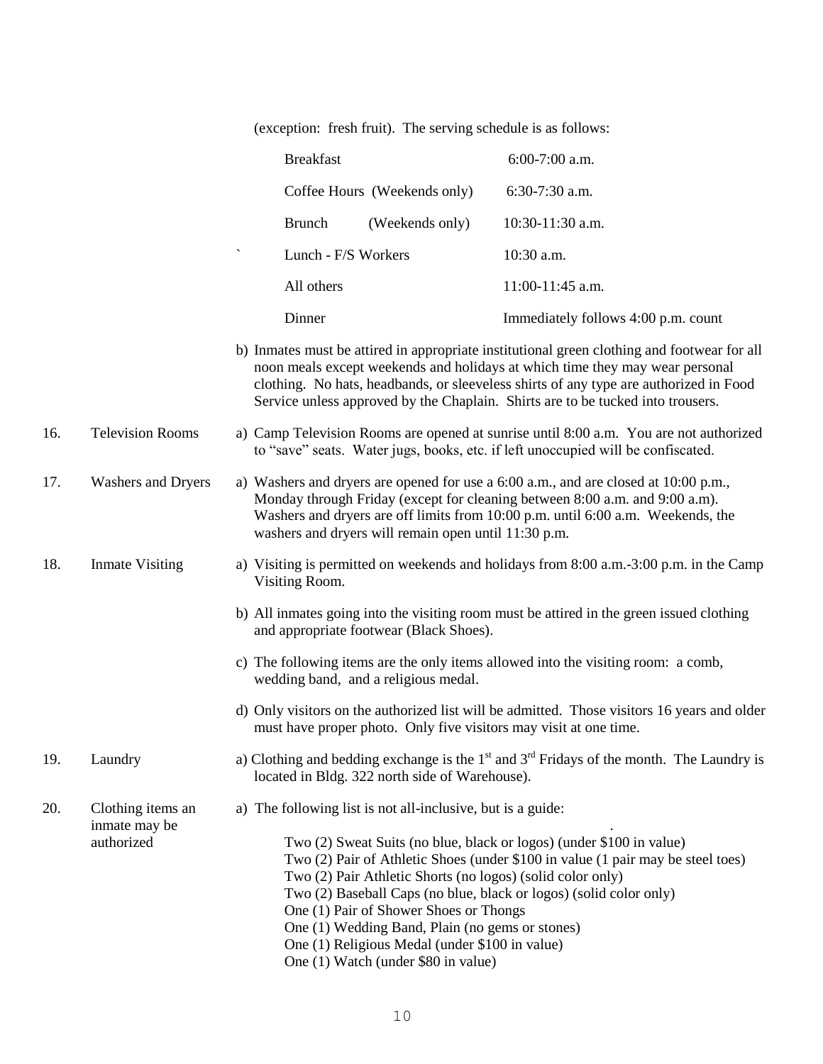(exception: fresh fruit). The serving schedule is as follows:

| | |
|---|---|
| Breakfast | 6:00-7:00 a.m. |
| Coffee Hours (Weekends only) | 6:30-7:30 a.m. |
| Brunch (Weekends only) | 10:30-11:30 a.m. |
| Lunch - F/S Workers | 10:30 a.m. |
| All others | 11:00-11:45 a.m. |
| Dinner | Immediately follows 4:00 p.m. count |

b) Inmates must be attired in appropriate institutional green clothing and footwear for all noon meals except weekends and holidays at which time they may wear personal clothing. No hats, headbands, or sleeveless shirts of any type are authorized in Food Service unless approved by the Chaplain. Shirts are to be tucked into trousers.

16. **Television Rooms**

a) Camp Television Rooms are opened at sunrise until 8:00 a.m. You are not authorized to "save" seats. Water jugs, books, etc. if left unoccupied will be confiscated.

17. **Washers and Dryers**

a) Washers and dryers are opened for use a 6:00 a.m., and are closed at 10:00 p.m., Monday through Friday (except for cleaning between 8:00 a.m. and 9:00 a.m). Washers and dryers are off limits from 10:00 p.m. until 6:00 a.m. Weekends, the washers and dryers will remain open until 11:30 p.m.

18. **Inmate Visiting**

a) Visiting is permitted on weekends and holidays from 8:00 a.m.-3:00 p.m. in the Camp Visiting Room.

b) All inmates going into the visiting room must be attired in the green issued clothing and appropriate footwear (Black Shoes).

c) The following items are the only items allowed into the visiting room: a comb, wedding band, and a religious medal.

d) Only visitors on the authorized list will be admitted. Those visitors 16 years and older must have proper photo. Only five visitors may visit at one time.

19. **Laundry**

a) Clothing and bedding exchange is the 1st and 3rd Fridays of the month. The Laundry is located in Bldg. 322 north side of Warehouse).

20. **Clothing items an inmate may be authorized**

a) The following list is not all-inclusive, but is a guide:

Two (2) Sweat Suits (no blue, black or logos) (under $100 in value)
Two (2) Pair of Athletic Shoes (under $100 in value (1 pair may be steel toes)
Two (2) Pair Athletic Shorts (no logos) (solid color only)
Two (2) Baseball Caps (no blue, black or logos) (solid color only)
One (1) Pair of Shower Shoes or Thongs
One (1) Wedding Band, Plain (no gems or stones)
One (1) Religious Medal (under $100 in value)
One (1) Watch (under $80 in value)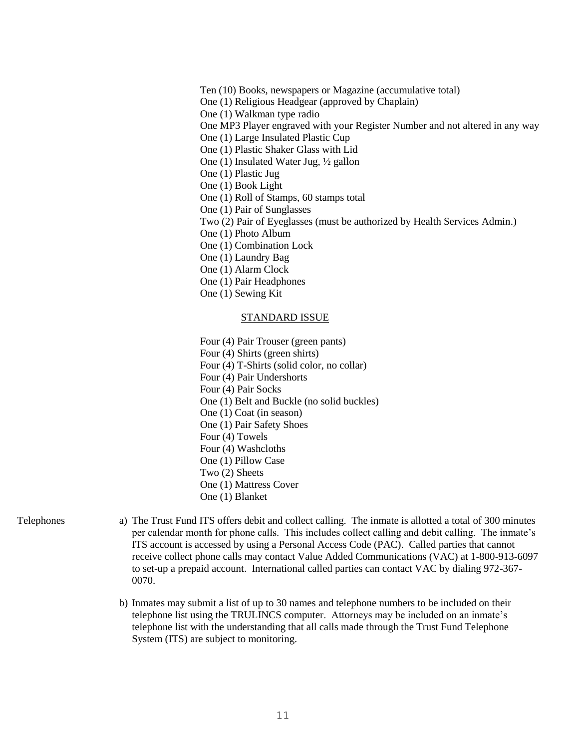Ten (10) Books, newspapers or Magazine (accumulative total)
One (1) Religious Headgear (approved by Chaplain)
One (1) Walkman type radio
One MP3 Player engraved with your Register Number and not altered in any way
One (1) Large Insulated Plastic Cup
One (1) Plastic Shaker Glass with Lid
One (1) Insulated Water Jug, ½ gallon
One (1) Plastic Jug
One (1) Book Light
One (1) Roll of Stamps, 60 stamps total
One (1) Pair of Sunglasses
Two (2) Pair of Eyeglasses (must be authorized by Health Services Admin.)
One (1) Photo Album
One (1) Combination Lock
One (1) Laundry Bag
One (1) Alarm Clock
One (1) Pair Headphones
One (1) Sewing Kit

STANDARD ISSUE

Four (4) Pair Trouser (green pants)
Four (4) Shirts (green shirts)
Four (4) T-Shirts (solid color, no collar)
Four (4) Pair Undershorts
Four (4) Pair Socks
One (1) Belt and Buckle (no solid buckles)
One (1) Coat (in season)
One (1) Pair Safety Shoes
Four (4) Towels
Four (4) Washcloths
One (1) Pillow Case
Two (2) Sheets
One (1) Mattress Cover
One (1) Blanket

Telephones

a) The Trust Fund ITS offers debit and collect calling. The inmate is allotted a total of 300 minutes per calendar month for phone calls. This includes collect calling and debit calling. The inmate's ITS account is accessed by using a Personal Access Code (PAC). Called parties that cannot receive collect phone calls may contact Value Added Communications (VAC) at 1-800-913-6097 to set-up a prepaid account. International called parties can contact VAC by dialing 972-367-0070.

b) Inmates may submit a list of up to 30 names and telephone numbers to be included on their telephone list using the TRULINCS computer. Attorneys may be included on an inmate's telephone list with the understanding that all calls made through the Trust Fund Telephone System (ITS) are subject to monitoring.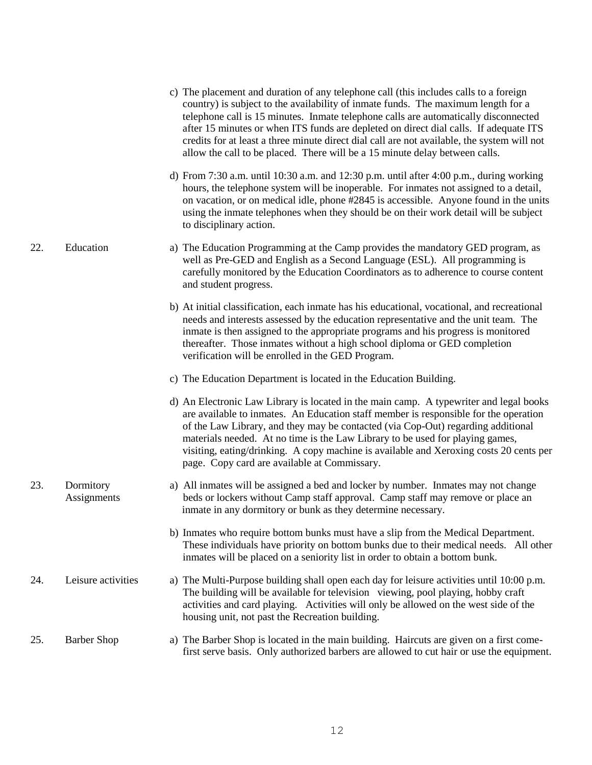c) The placement and duration of any telephone call (this includes calls to a foreign country) is subject to the availability of inmate funds. The maximum length for a telephone call is 15 minutes. Inmate telephone calls are automatically disconnected after 15 minutes or when ITS funds are depleted on direct dial calls. If adequate ITS credits for at least a three minute direct dial call are not available, the system will not allow the call to be placed. There will be a 15 minute delay between calls.

d) From 7:30 a.m. until 10:30 a.m. and 12:30 p.m. until after 4:00 p.m., during working hours, the telephone system will be inoperable. For inmates not assigned to a detail, on vacation, or on medical idle, phone #2845 is accessible. Anyone found in the units using the inmate telephones when they should be on their work detail will be subject to disciplinary action.

22. Education

a) The Education Programming at the Camp provides the mandatory GED program, as well as Pre-GED and English as a Second Language (ESL). All programming is carefully monitored by the Education Coordinators as to adherence to course content and student progress.

b) At initial classification, each inmate has his educational, vocational, and recreational needs and interests assessed by the education representative and the unit team. The inmate is then assigned to the appropriate programs and his progress is monitored thereafter. Those inmates without a high school diploma or GED completion verification will be enrolled in the GED Program.

c) The Education Department is located in the Education Building.

d) An Electronic Law Library is located in the main camp. A typewriter and legal books are available to inmates. An Education staff member is responsible for the operation of the Law Library, and they may be contacted (via Cop-Out) regarding additional materials needed. At no time is the Law Library to be used for playing games, visiting, eating/drinking. A copy machine is available and Xeroxing costs 20 cents per page. Copy card are available at Commissary.

23. Dormitory Assignments

a) All inmates will be assigned a bed and locker by number. Inmates may not change beds or lockers without Camp staff approval. Camp staff may remove or place an inmate in any dormitory or bunk as they determine necessary.

b) Inmates who require bottom bunks must have a slip from the Medical Department. These individuals have priority on bottom bunks due to their medical needs. All other inmates will be placed on a seniority list in order to obtain a bottom bunk.

24. Leisure activities

a) The Multi-Purpose building shall open each day for leisure activities until 10:00 p.m. The building will be available for television viewing, pool playing, hobby craft activities and card playing. Activities will only be allowed on the west side of the housing unit, not past the Recreation building.

25. Barber Shop

a) The Barber Shop is located in the main building. Haircuts are given on a first come-first serve basis. Only authorized barbers are allowed to cut hair or use the equipment.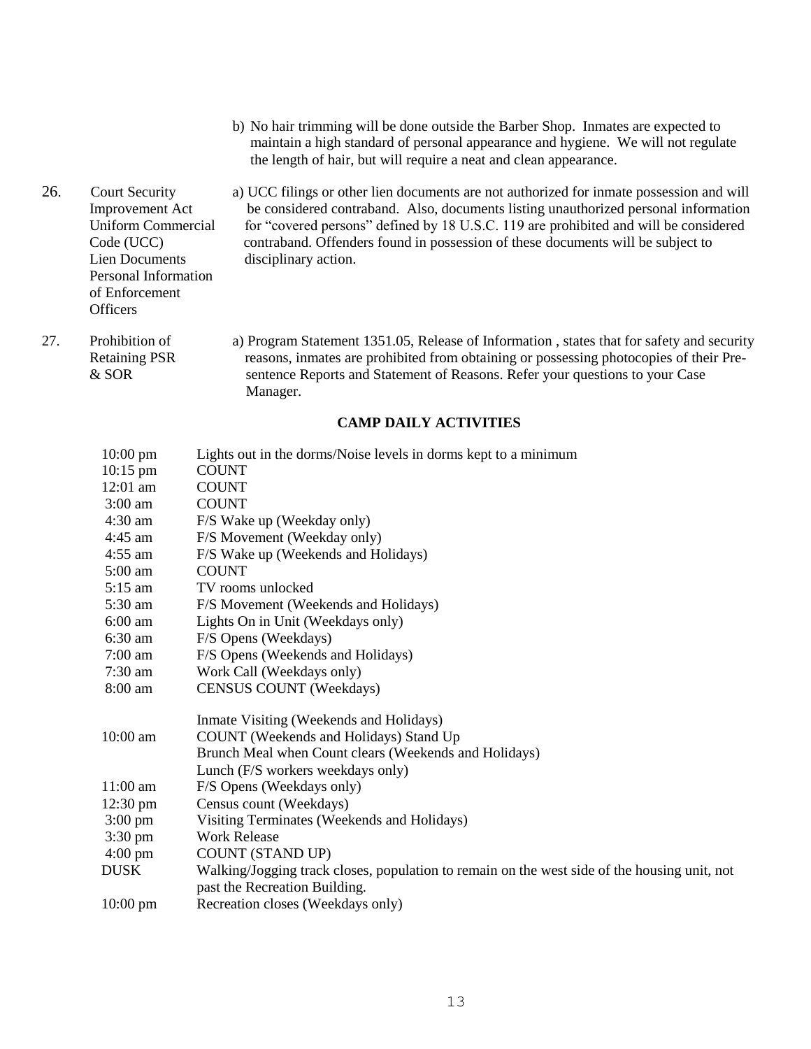b) No hair trimming will be done outside the Barber Shop. Inmates are expected to maintain a high standard of personal appearance and hygiene. We will not regulate the length of hair, but will require a neat and clean appearance.

26. **Court Security Improvement Act Uniform Commercial Code (UCC) Lien Documents Personal Information of Enforcement Officers**

a) UCC filings or other lien documents are not authorized for inmate possession and will be considered contraband. Also, documents listing unauthorized personal information for "covered persons" defined by 18 U.S.C. 119 are prohibited and will be considered contraband. Offenders found in possession of these documents will be subject to disciplinary action.

27. **Prohibition of Retaining PSR & SOR**

a) Program Statement 1351.05, Release of Information , states that for safety and security reasons, inmates are prohibited from obtaining or possessing photocopies of their Pre-sentence Reports and Statement of Reasons. Refer your questions to your Case Manager.

## CAMP DAILY ACTIVITIES

| Time | Activity |
| --- | --- |
| 10:00 pm | Lights out in the dorms/Noise levels in dorms kept to a minimum |
| 10:15 pm | COUNT |
| 12:01 am | COUNT |
| 3:00 am | COUNT |
| 4:30 am | F/S Wake up (Weekday only) |
| 4:45 am | F/S Movement (Weekday only) |
| 4:55 am | F/S Wake up (Weekends and Holidays) |
| 5:00 am | COUNT |
| 5:15 am | TV rooms unlocked |
| 5:30 am | F/S Movement (Weekends and Holidays) |
| 6:00 am | Lights On in Unit (Weekdays only) |
| 6:30 am | F/S Opens (Weekdays) |
| 7:00 am | F/S Opens (Weekends and Holidays) |
| 7:30 am | Work Call (Weekdays only) |
| 8:00 am | CENSUS COUNT (Weekdays) |
| | Inmate Visiting (Weekends and Holidays) |
| 10:00 am | COUNT (Weekends and Holidays) Stand Up |
| | Brunch Meal when Count clears (Weekends and Holidays) |
| | Lunch (F/S workers weekdays only) |
| 11:00 am | F/S Opens (Weekdays only) |
| 12:30 pm | Census count (Weekdays) |
| 3:00 pm | Visiting Terminates (Weekends and Holidays) |
| 3:30 pm | Work Release |
| 4:00 pm | COUNT (STAND UP) |
| DUSK | Walking/Jogging track closes, population to remain on the west side of the housing unit, not past the Recreation Building. |
| 10:00 pm | Recreation closes (Weekdays only) |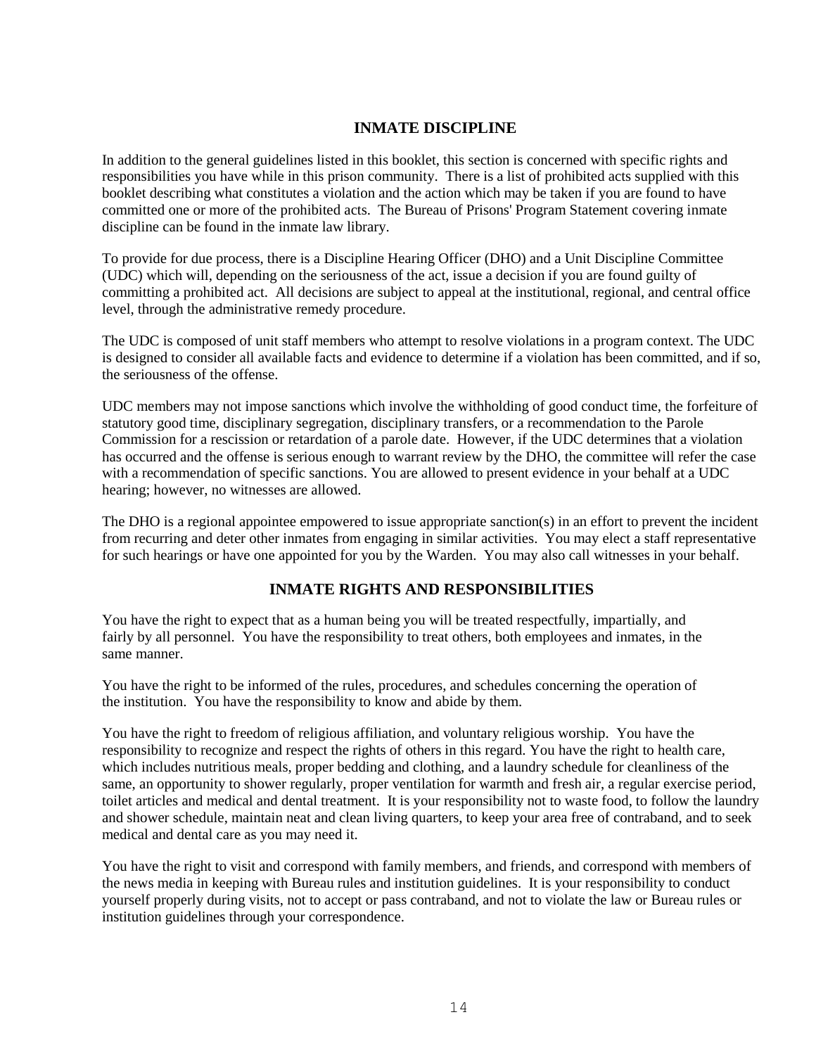## INMATE DISCIPLINE

In addition to the general guidelines listed in this booklet, this section is concerned with specific rights and responsibilities you have while in this prison community. There is a list of prohibited acts supplied with this booklet describing what constitutes a violation and the action which may be taken if you are found to have committed one or more of the prohibited acts. The Bureau of Prisons' Program Statement covering inmate discipline can be found in the inmate law library.

To provide for due process, there is a Discipline Hearing Officer (DHO) and a Unit Discipline Committee (UDC) which will, depending on the seriousness of the act, issue a decision if you are found guilty of committing a prohibited act. All decisions are subject to appeal at the institutional, regional, and central office level, through the administrative remedy procedure.

The UDC is composed of unit staff members who attempt to resolve violations in a program context. The UDC is designed to consider all available facts and evidence to determine if a violation has been committed, and if so, the seriousness of the offense.

UDC members may not impose sanctions which involve the withholding of good conduct time, the forfeiture of statutory good time, disciplinary segregation, disciplinary transfers, or a recommendation to the Parole Commission for a rescission or retardation of a parole date. However, if the UDC determines that a violation has occurred and the offense is serious enough to warrant review by the DHO, the committee will refer the case with a recommendation of specific sanctions. You are allowed to present evidence in your behalf at a UDC hearing; however, no witnesses are allowed.

The DHO is a regional appointee empowered to issue appropriate sanction(s) in an effort to prevent the incident from recurring and deter other inmates from engaging in similar activities. You may elect a staff representative for such hearings or have one appointed for you by the Warden. You may also call witnesses in your behalf.

## INMATE RIGHTS AND RESPONSIBILITIES

You have the right to expect that as a human being you will be treated respectfully, impartially, and fairly by all personnel. You have the responsibility to treat others, both employees and inmates, in the same manner.

You have the right to be informed of the rules, procedures, and schedules concerning the operation of the institution. You have the responsibility to know and abide by them.

You have the right to freedom of religious affiliation, and voluntary religious worship. You have the responsibility to recognize and respect the rights of others in this regard. You have the right to health care, which includes nutritious meals, proper bedding and clothing, and a laundry schedule for cleanliness of the same, an opportunity to shower regularly, proper ventilation for warmth and fresh air, a regular exercise period, toilet articles and medical and dental treatment. It is your responsibility not to waste food, to follow the laundry and shower schedule, maintain neat and clean living quarters, to keep your area free of contraband, and to seek medical and dental care as you may need it.

You have the right to visit and correspond with family members, and friends, and correspond with members of the news media in keeping with Bureau rules and institution guidelines. It is your responsibility to conduct yourself properly during visits, not to accept or pass contraband, and not to violate the law or Bureau rules or institution guidelines through your correspondence.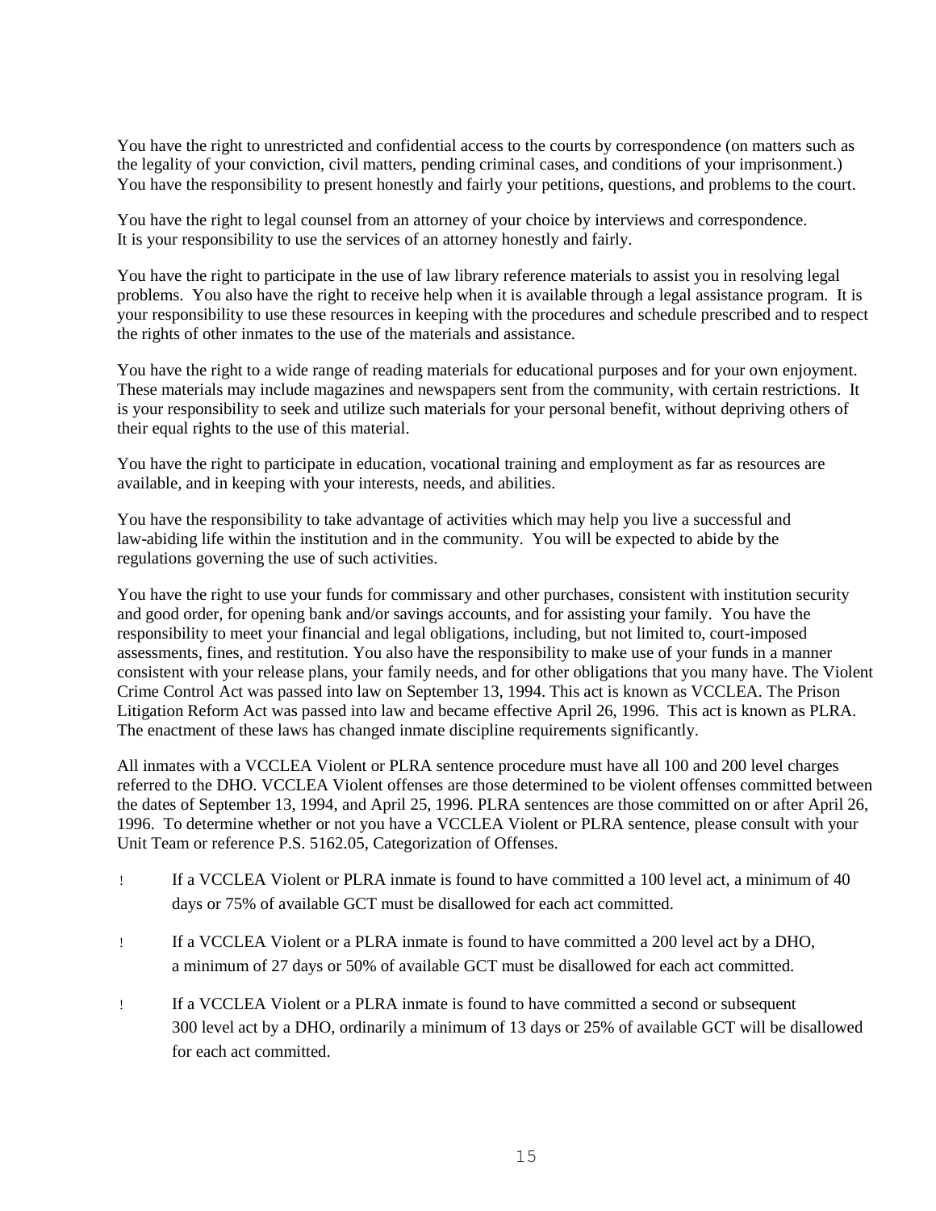You have the right to unrestricted and confidential access to the courts by correspondence (on matters such as the legality of your conviction, civil matters, pending criminal cases, and conditions of your imprisonment.) You have the responsibility to present honestly and fairly your petitions, questions, and problems to the court.

You have the right to legal counsel from an attorney of your choice by interviews and correspondence. It is your responsibility to use the services of an attorney honestly and fairly.

You have the right to participate in the use of law library reference materials to assist you in resolving legal problems. You also have the right to receive help when it is available through a legal assistance program. It is your responsibility to use these resources in keeping with the procedures and schedule prescribed and to respect the rights of other inmates to the use of the materials and assistance.

You have the right to a wide range of reading materials for educational purposes and for your own enjoyment. These materials may include magazines and newspapers sent from the community, with certain restrictions. It is your responsibility to seek and utilize such materials for your personal benefit, without depriving others of their equal rights to the use of this material.

You have the right to participate in education, vocational training and employment as far as resources are available, and in keeping with your interests, needs, and abilities.

You have the responsibility to take advantage of activities which may help you live a successful and law-abiding life within the institution and in the community. You will be expected to abide by the regulations governing the use of such activities.

You have the right to use your funds for commissary and other purchases, consistent with institution security and good order, for opening bank and/or savings accounts, and for assisting your family. You have the responsibility to meet your financial and legal obligations, including, but not limited to, court-imposed assessments, fines, and restitution. You also have the responsibility to make use of your funds in a manner consistent with your release plans, your family needs, and for other obligations that you many have. The Violent Crime Control Act was passed into law on September 13, 1994. This act is known as VCCLEA. The Prison Litigation Reform Act was passed into law and became effective April 26, 1996. This act is known as PLRA. The enactment of these laws has changed inmate discipline requirements significantly.

All inmates with a VCCLEA Violent or PLRA sentence procedure must have all 100 and 200 level charges referred to the DHO. VCCLEA Violent offenses are those determined to be violent offenses committed between the dates of September 13, 1994, and April 25, 1996. PLRA sentences are those committed on or after April 26, 1996. To determine whether or not you have a VCCLEA Violent or PLRA sentence, please consult with your Unit Team or reference P.S. 5162.05, Categorization of Offenses.

- If a VCCLEA Violent or PLRA inmate is found to have committed a 100 level act, a minimum of 40 days or 75% of available GCT must be disallowed for each act committed.
- If a VCCLEA Violent or a PLRA inmate is found to have committed a 200 level act by a DHO, a minimum of 27 days or 50% of available GCT must be disallowed for each act committed.
- If a VCCLEA Violent or a PLRA inmate is found to have committed a second or subsequent 300 level act by a DHO, ordinarily a minimum of 13 days or 25% of available GCT will be disallowed for each act committed.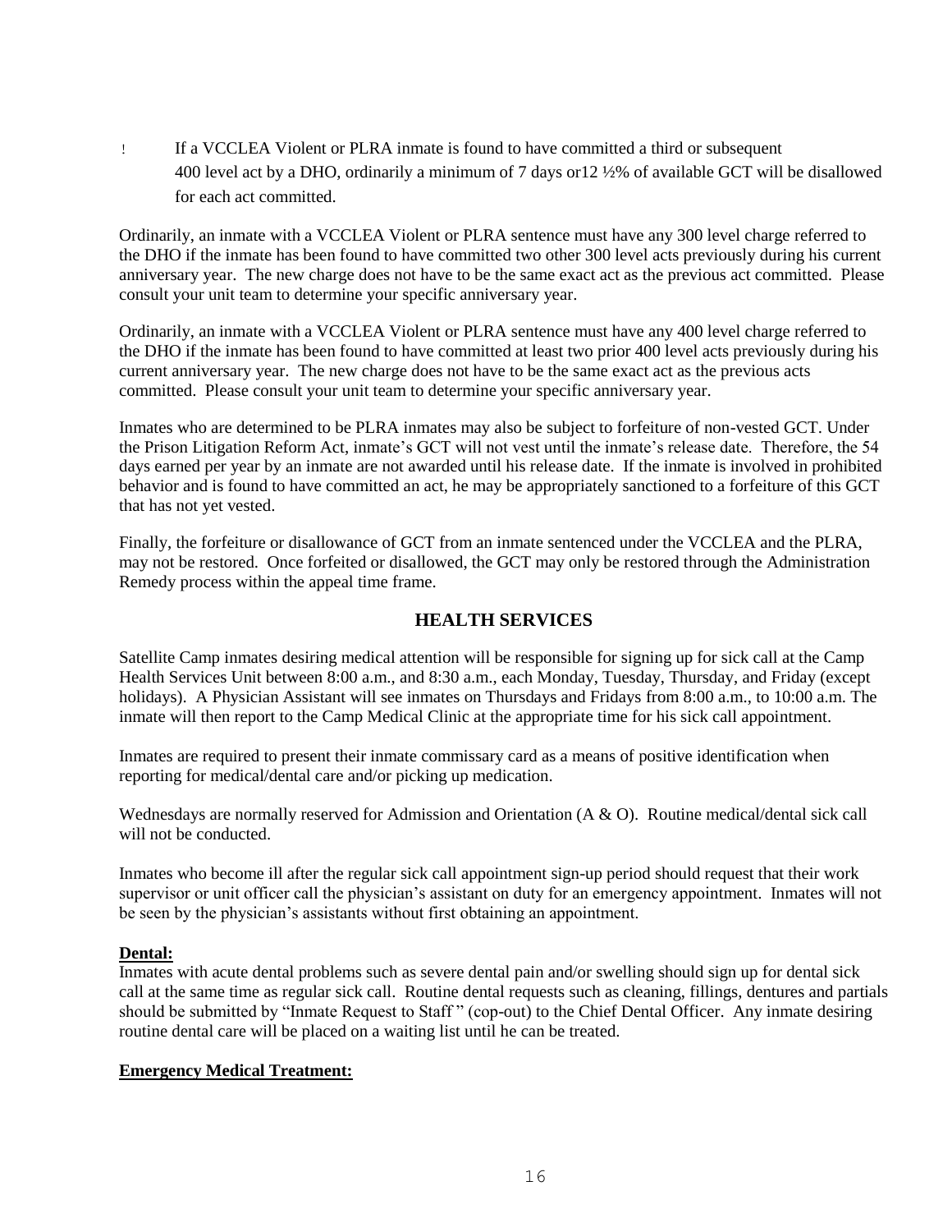- If a VCCLEA Violent or PLRA inmate is found to have committed a third or subsequent 400 level act by a DHO, ordinarily a minimum of 7 days or12 ½% of available GCT will be disallowed for each act committed.

Ordinarily, an inmate with a VCCLEA Violent or PLRA sentence must have any 300 level charge referred to the DHO if the inmate has been found to have committed two other 300 level acts previously during his current anniversary year. The new charge does not have to be the same exact act as the previous act committed. Please consult your unit team to determine your specific anniversary year.

Ordinarily, an inmate with a VCCLEA Violent or PLRA sentence must have any 400 level charge referred to the DHO if the inmate has been found to have committed at least two prior 400 level acts previously during his current anniversary year. The new charge does not have to be the same exact act as the previous acts committed. Please consult your unit team to determine your specific anniversary year.

Inmates who are determined to be PLRA inmates may also be subject to forfeiture of non-vested GCT. Under the Prison Litigation Reform Act, inmate's GCT will not vest until the inmate's release date. Therefore, the 54 days earned per year by an inmate are not awarded until his release date. If the inmate is involved in prohibited behavior and is found to have committed an act, he may be appropriately sanctioned to a forfeiture of this GCT that has not yet vested.

Finally, the forfeiture or disallowance of GCT from an inmate sentenced under the VCCLEA and the PLRA, may not be restored. Once forfeited or disallowed, the GCT may only be restored through the Administration Remedy process within the appeal time frame.

## HEALTH SERVICES

Satellite Camp inmates desiring medical attention will be responsible for signing up for sick call at the Camp Health Services Unit between 8:00 a.m., and 8:30 a.m., each Monday, Tuesday, Thursday, and Friday (except holidays). A Physician Assistant will see inmates on Thursdays and Fridays from 8:00 a.m., to 10:00 a.m. The inmate will then report to the Camp Medical Clinic at the appropriate time for his sick call appointment.

Inmates are required to present their inmate commissary card as a means of positive identification when reporting for medical/dental care and/or picking up medication.

Wednesdays are normally reserved for Admission and Orientation (A & O). Routine medical/dental sick call will not be conducted.

Inmates who become ill after the regular sick call appointment sign-up period should request that their work supervisor or unit officer call the physician's assistant on duty for an emergency appointment. Inmates will not be seen by the physician's assistants without first obtaining an appointment.

**Dental:**
Inmates with acute dental problems such as severe dental pain and/or swelling should sign up for dental sick call at the same time as regular sick call. Routine dental requests such as cleaning, fillings, dentures and partials should be submitted by "Inmate Request to Staff " (cop-out) to the Chief Dental Officer. Any inmate desiring routine dental care will be placed on a waiting list until he can be treated.

**Emergency Medical Treatment:**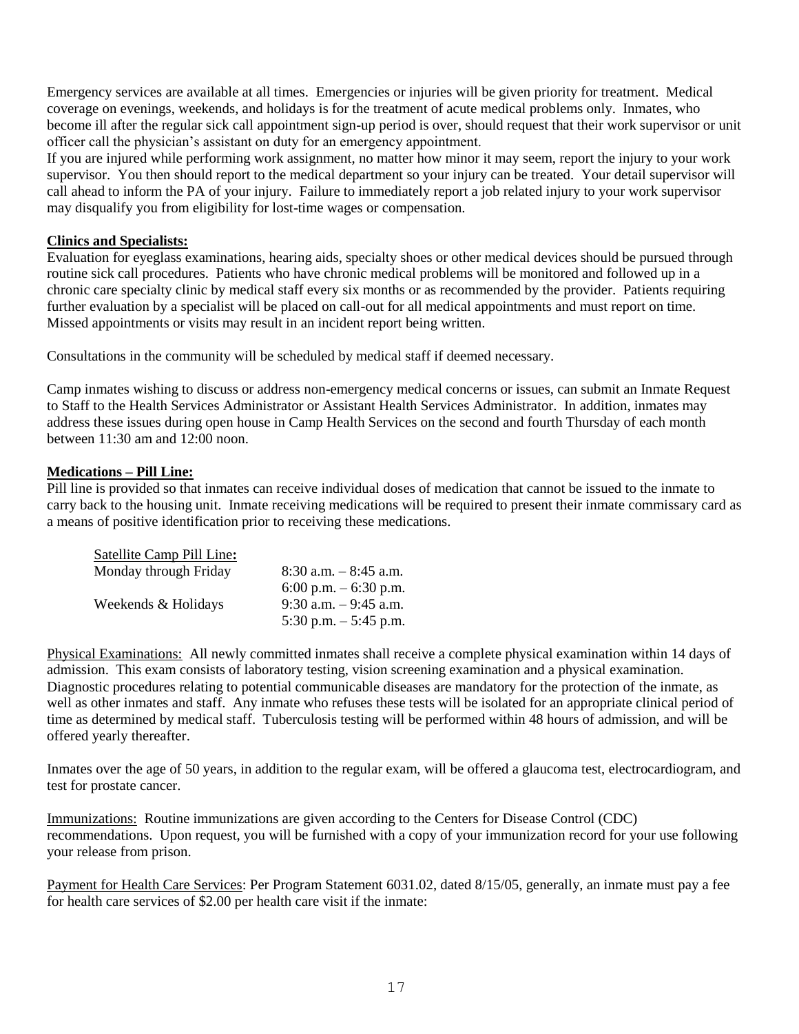Emergency services are available at all times. Emergencies or injuries will be given priority for treatment. Medical coverage on evenings, weekends, and holidays is for the treatment of acute medical problems only. Inmates, who become ill after the regular sick call appointment sign-up period is over, should request that their work supervisor or unit officer call the physician's assistant on duty for an emergency appointment.

If you are injured while performing work assignment, no matter how minor it may seem, report the injury to your work supervisor. You then should report to the medical department so your injury can be treated. Your detail supervisor will call ahead to inform the PA of your injury. Failure to immediately report a job related injury to your work supervisor may disqualify you from eligibility for lost-time wages or compensation.

**Clinics and Specialists:**

Evaluation for eyeglass examinations, hearing aids, specialty shoes or other medical devices should be pursued through routine sick call procedures. Patients who have chronic medical problems will be monitored and followed up in a chronic care specialty clinic by medical staff every six months or as recommended by the provider. Patients requiring further evaluation by a specialist will be placed on call-out for all medical appointments and must report on time. Missed appointments or visits may result in an incident report being written.

Consultations in the community will be scheduled by medical staff if deemed necessary.

Camp inmates wishing to discuss or address non-emergency medical concerns or issues, can submit an Inmate Request to Staff to the Health Services Administrator or Assistant Health Services Administrator. In addition, inmates may address these issues during open house in Camp Health Services on the second and fourth Thursday of each month between 11:30 am and 12:00 noon.

**Medications – Pill Line:**

Pill line is provided so that inmates can receive individual doses of medication that cannot be issued to the inmate to carry back to the housing unit. Inmate receiving medications will be required to present their inmate commissary card as a means of positive identification prior to receiving these medications.

| Satellite Camp Pill Line: | |
|---|---|
| Monday through Friday | 8:30 a.m. – 8:45 a.m. |
| | 6:00 p.m. – 6:30 p.m. |
| Weekends & Holidays | 9:30 a.m. – 9:45 a.m. |
| | 5:30 p.m. – 5:45 p.m. |

Physical Examinations: All newly committed inmates shall receive a complete physical examination within 14 days of admission. This exam consists of laboratory testing, vision screening examination and a physical examination. Diagnostic procedures relating to potential communicable diseases are mandatory for the protection of the inmate, as well as other inmates and staff. Any inmate who refuses these tests will be isolated for an appropriate clinical period of time as determined by medical staff. Tuberculosis testing will be performed within 48 hours of admission, and will be offered yearly thereafter.

Inmates over the age of 50 years, in addition to the regular exam, will be offered a glaucoma test, electrocardiogram, and test for prostate cancer.

Immunizations: Routine immunizations are given according to the Centers for Disease Control (CDC) recommendations. Upon request, you will be furnished with a copy of your immunization record for your use following your release from prison.

Payment for Health Care Services: Per Program Statement 6031.02, dated 8/15/05, generally, an inmate must pay a fee for health care services of $2.00 per health care visit if the inmate: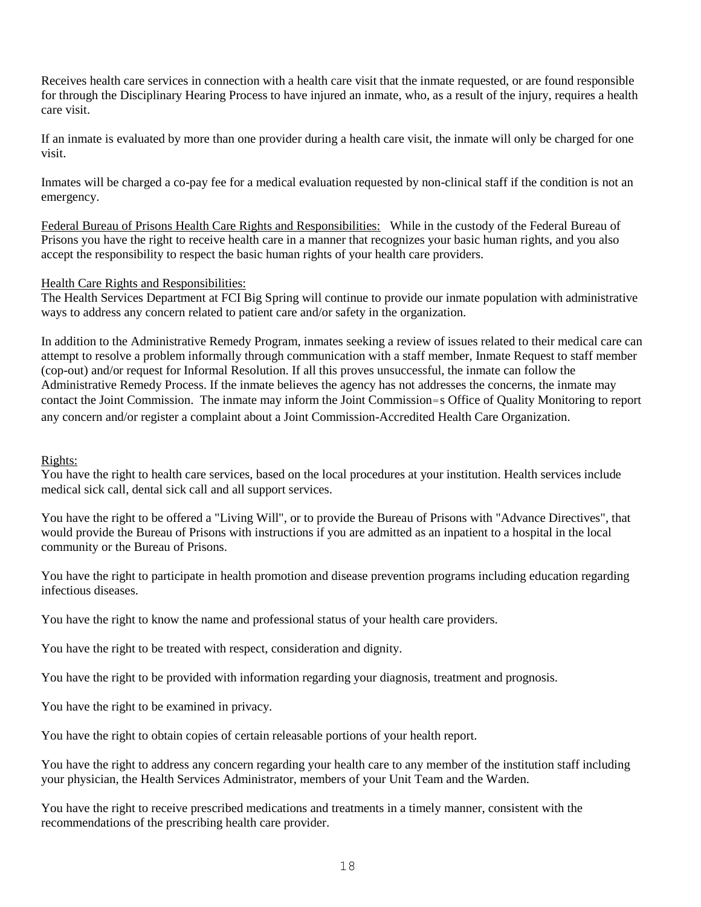Receives health care services in connection with a health care visit that the inmate requested, or are found responsible for through the Disciplinary Hearing Process to have injured an inmate, who, as a result of the injury, requires a health care visit.

If an inmate is evaluated by more than one provider during a health care visit, the inmate will only be charged for one visit.

Inmates will be charged a co-pay fee for a medical evaluation requested by non-clinical staff if the condition is not an emergency.

<u>Federal Bureau of Prisons Health Care Rights and Responsibilities:</u> While in the custody of the Federal Bureau of Prisons you have the right to receive health care in a manner that recognizes your basic human rights, and you also accept the responsibility to respect the basic human rights of your health care providers.

<u>Health Care Rights and Responsibilities:</u>
The Health Services Department at FCI Big Spring will continue to provide our inmate population with administrative ways to address any concern related to patient care and/or safety in the organization.

In addition to the Administrative Remedy Program, inmates seeking a review of issues related to their medical care can attempt to resolve a problem informally through communication with a staff member, Inmate Request to staff member (cop-out) and/or request for Informal Resolution. If all this proves unsuccessful, the inmate can follow the Administrative Remedy Process. If the inmate believes the agency has not addresses the concerns, the inmate may contact the Joint Commission. The inmate may inform the Joint Commission=s Office of Quality Monitoring to report any concern and/or register a complaint about a Joint Commission-Accredited Health Care Organization.

<u>Rights:</u>
You have the right to health care services, based on the local procedures at your institution. Health services include medical sick call, dental sick call and all support services.

You have the right to be offered a "Living Will", or to provide the Bureau of Prisons with "Advance Directives", that would provide the Bureau of Prisons with instructions if you are admitted as an inpatient to a hospital in the local community or the Bureau of Prisons.

You have the right to participate in health promotion and disease prevention programs including education regarding infectious diseases.

You have the right to know the name and professional status of your health care providers.

You have the right to be treated with respect, consideration and dignity.

You have the right to be provided with information regarding your diagnosis, treatment and prognosis.

You have the right to be examined in privacy.

You have the right to obtain copies of certain releasable portions of your health report.

You have the right to address any concern regarding your health care to any member of the institution staff including your physician, the Health Services Administrator, members of your Unit Team and the Warden.

You have the right to receive prescribed medications and treatments in a timely manner, consistent with the recommendations of the prescribing health care provider.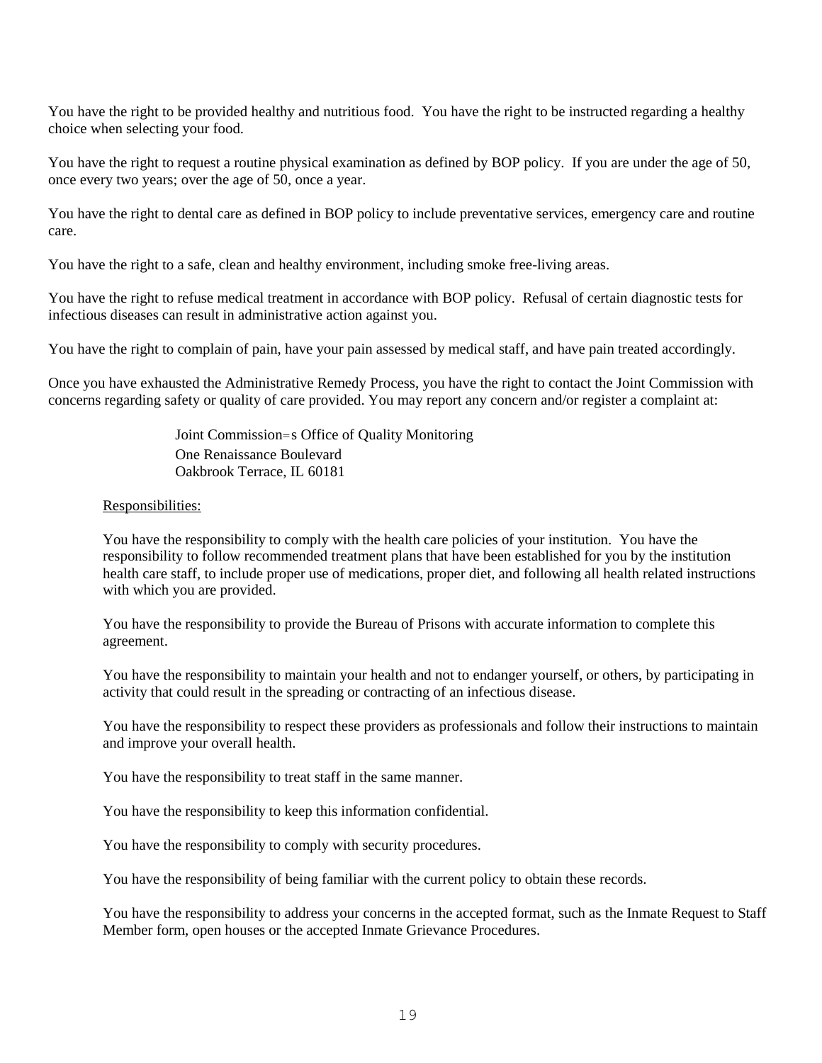You have the right to be provided healthy and nutritious food. You have the right to be instructed regarding a healthy choice when selecting your food.

You have the right to request a routine physical examination as defined by BOP policy. If you are under the age of 50, once every two years; over the age of 50, once a year.

You have the right to dental care as defined in BOP policy to include preventative services, emergency care and routine care.

You have the right to a safe, clean and healthy environment, including smoke free-living areas.

You have the right to refuse medical treatment in accordance with BOP policy. Refusal of certain diagnostic tests for infectious diseases can result in administrative action against you.

You have the right to complain of pain, have your pain assessed by medical staff, and have pain treated accordingly.

Once you have exhausted the Administrative Remedy Process, you have the right to contact the Joint Commission with concerns regarding safety or quality of care provided. You may report any concern and/or register a complaint at:

> Joint Commission=s Office of Quality Monitoring
> One Renaissance Boulevard
> Oakbrook Terrace, IL 60181

<u>Responsibilities:</u>

You have the responsibility to comply with the health care policies of your institution. You have the responsibility to follow recommended treatment plans that have been established for you by the institution health care staff, to include proper use of medications, proper diet, and following all health related instructions with which you are provided.

You have the responsibility to provide the Bureau of Prisons with accurate information to complete this agreement.

You have the responsibility to maintain your health and not to endanger yourself, or others, by participating in activity that could result in the spreading or contracting of an infectious disease.

You have the responsibility to respect these providers as professionals and follow their instructions to maintain and improve your overall health.

You have the responsibility to treat staff in the same manner.

You have the responsibility to keep this information confidential.

You have the responsibility to comply with security procedures.

You have the responsibility of being familiar with the current policy to obtain these records.

You have the responsibility to address your concerns in the accepted format, such as the Inmate Request to Staff Member form, open houses or the accepted Inmate Grievance Procedures.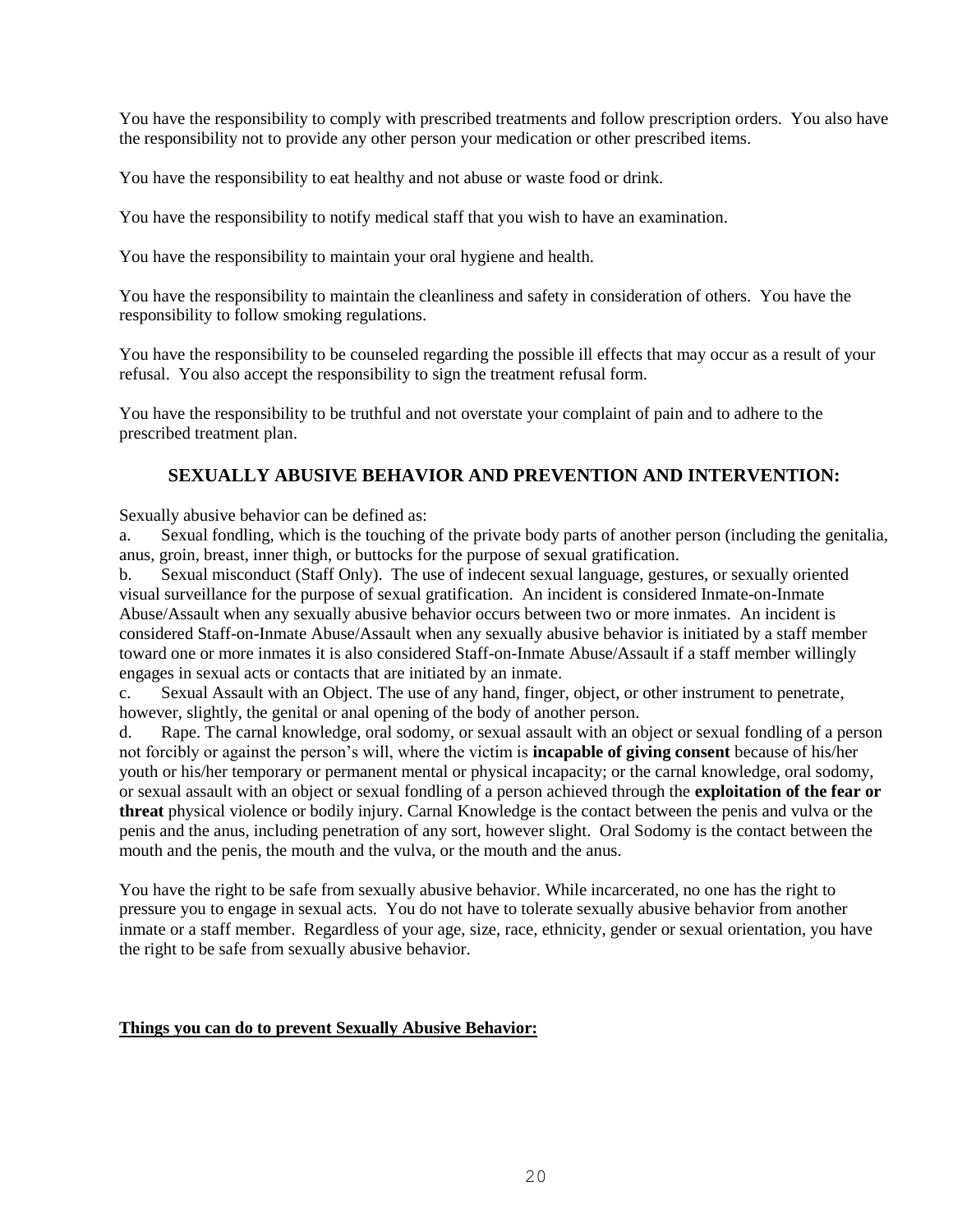You have the responsibility to comply with prescribed treatments and follow prescription orders. You also have the responsibility not to provide any other person your medication or other prescribed items.

You have the responsibility to eat healthy and not abuse or waste food or drink.

You have the responsibility to notify medical staff that you wish to have an examination.

You have the responsibility to maintain your oral hygiene and health.

You have the responsibility to maintain the cleanliness and safety in consideration of others. You have the responsibility to follow smoking regulations.

You have the responsibility to be counseled regarding the possible ill effects that may occur as a result of your refusal. You also accept the responsibility to sign the treatment refusal form.

You have the responsibility to be truthful and not overstate your complaint of pain and to adhere to the prescribed treatment plan.

## SEXUALLY ABUSIVE BEHAVIOR AND PREVENTION AND INTERVENTION:

Sexually abusive behavior can be defined as:

a. Sexual fondling, which is the touching of the private body parts of another person (including the genitalia, anus, groin, breast, inner thigh, or buttocks for the purpose of sexual gratification.

b. Sexual misconduct (Staff Only). The use of indecent sexual language, gestures, or sexually oriented visual surveillance for the purpose of sexual gratification. An incident is considered Inmate-on-Inmate Abuse/Assault when any sexually abusive behavior occurs between two or more inmates. An incident is considered Staff-on-Inmate Abuse/Assault when any sexually abusive behavior is initiated by a staff member toward one or more inmates it is also considered Staff-on-Inmate Abuse/Assault if a staff member willingly engages in sexual acts or contacts that are initiated by an inmate.

c. Sexual Assault with an Object. The use of any hand, finger, object, or other instrument to penetrate, however, slightly, the genital or anal opening of the body of another person.

d. Rape. The carnal knowledge, oral sodomy, or sexual assault with an object or sexual fondling of a person not forcibly or against the person's will, where the victim is **incapable of giving consent** because of his/her youth or his/her temporary or permanent mental or physical incapacity; or the carnal knowledge, oral sodomy, or sexual assault with an object or sexual fondling of a person achieved through the **exploitation of the fear or threat** physical violence or bodily injury. Carnal Knowledge is the contact between the penis and vulva or the penis and the anus, including penetration of any sort, however slight. Oral Sodomy is the contact between the mouth and the penis, the mouth and the vulva, or the mouth and the anus.

You have the right to be safe from sexually abusive behavior. While incarcerated, no one has the right to pressure you to engage in sexual acts. You do not have to tolerate sexually abusive behavior from another inmate or a staff member. Regardless of your age, size, race, ethnicity, gender or sexual orientation, you have the right to be safe from sexually abusive behavior.

**Things you can do to prevent Sexually Abusive Behavior:**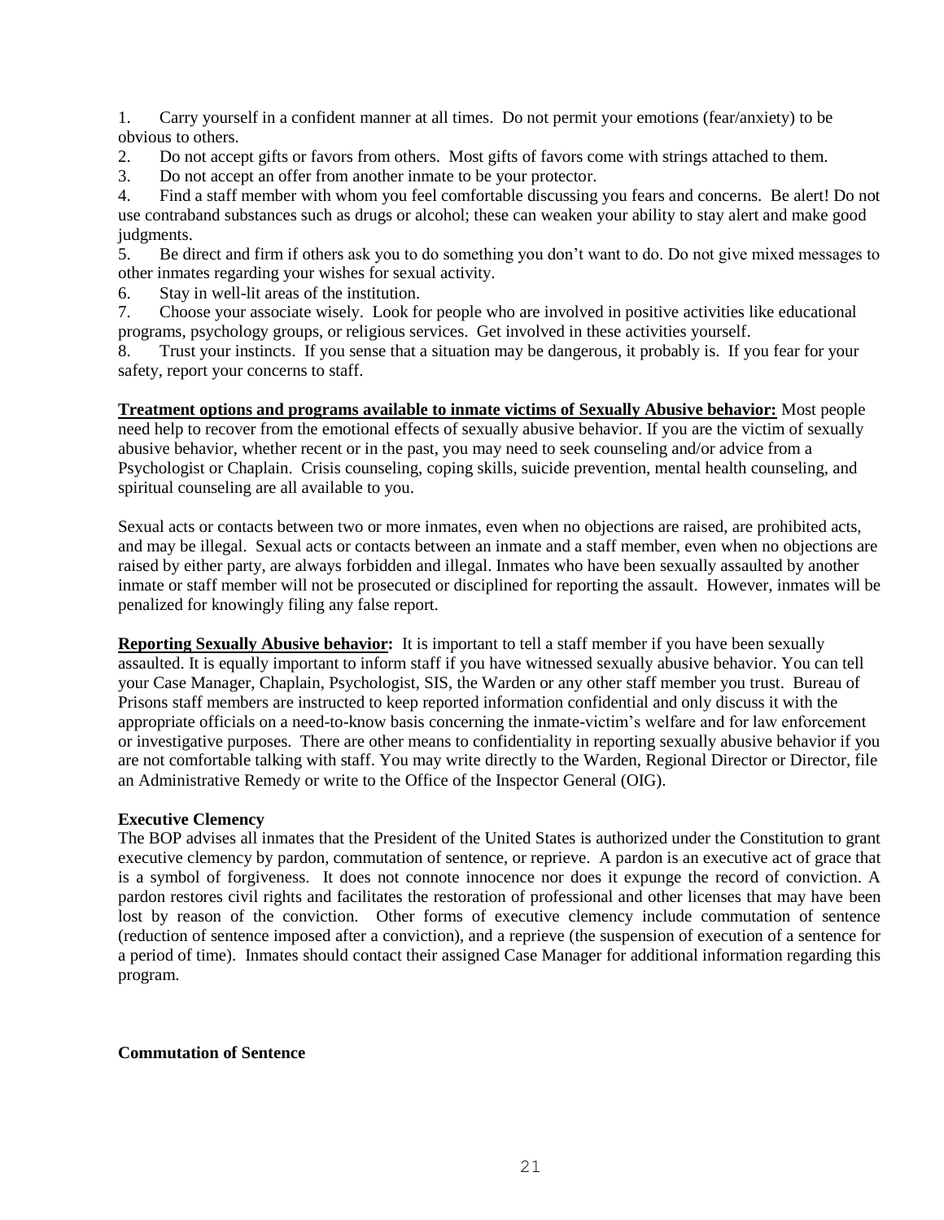1. Carry yourself in a confident manner at all times. Do not permit your emotions (fear/anxiety) to be obvious to others.
2. Do not accept gifts or favors from others. Most gifts of favors come with strings attached to them.
3. Do not accept an offer from another inmate to be your protector.
4. Find a staff member with whom you feel comfortable discussing you fears and concerns. Be alert! Do not use contraband substances such as drugs or alcohol; these can weaken your ability to stay alert and make good judgments.
5. Be direct and firm if others ask you to do something you don't want to do. Do not give mixed messages to other inmates regarding your wishes for sexual activity.
6. Stay in well-lit areas of the institution.
7. Choose your associate wisely. Look for people who are involved in positive activities like educational programs, psychology groups, or religious services. Get involved in these activities yourself.
8. Trust your instincts. If you sense that a situation may be dangerous, it probably is. If you fear for your safety, report your concerns to staff.

**Treatment options and programs available to inmate victims of Sexually Abusive behavior:** Most people need help to recover from the emotional effects of sexually abusive behavior. If you are the victim of sexually abusive behavior, whether recent or in the past, you may need to seek counseling and/or advice from a Psychologist or Chaplain. Crisis counseling, coping skills, suicide prevention, mental health counseling, and spiritual counseling are all available to you.

Sexual acts or contacts between two or more inmates, even when no objections are raised, are prohibited acts, and may be illegal. Sexual acts or contacts between an inmate and a staff member, even when no objections are raised by either party, are always forbidden and illegal. Inmates who have been sexually assaulted by another inmate or staff member will not be prosecuted or disciplined for reporting the assault. However, inmates will be penalized for knowingly filing any false report.

**Reporting Sexually Abusive behavior:** It is important to tell a staff member if you have been sexually assaulted. It is equally important to inform staff if you have witnessed sexually abusive behavior. You can tell your Case Manager, Chaplain, Psychologist, SIS, the Warden or any other staff member you trust. Bureau of Prisons staff members are instructed to keep reported information confidential and only discuss it with the appropriate officials on a need-to-know basis concerning the inmate-victim's welfare and for law enforcement or investigative purposes. There are other means to confidentiality in reporting sexually abusive behavior if you are not comfortable talking with staff. You may write directly to the Warden, Regional Director or Director, file an Administrative Remedy or write to the Office of the Inspector General (OIG).

**Executive Clemency**

The BOP advises all inmates that the President of the United States is authorized under the Constitution to grant executive clemency by pardon, commutation of sentence, or reprieve. A pardon is an executive act of grace that is a symbol of forgiveness. It does not connote innocence nor does it expunge the record of conviction. A pardon restores civil rights and facilitates the restoration of professional and other licenses that may have been lost by reason of the conviction. Other forms of executive clemency include commutation of sentence (reduction of sentence imposed after a conviction), and a reprieve (the suspension of execution of a sentence for a period of time). Inmates should contact their assigned Case Manager for additional information regarding this program.

**Commutation of Sentence**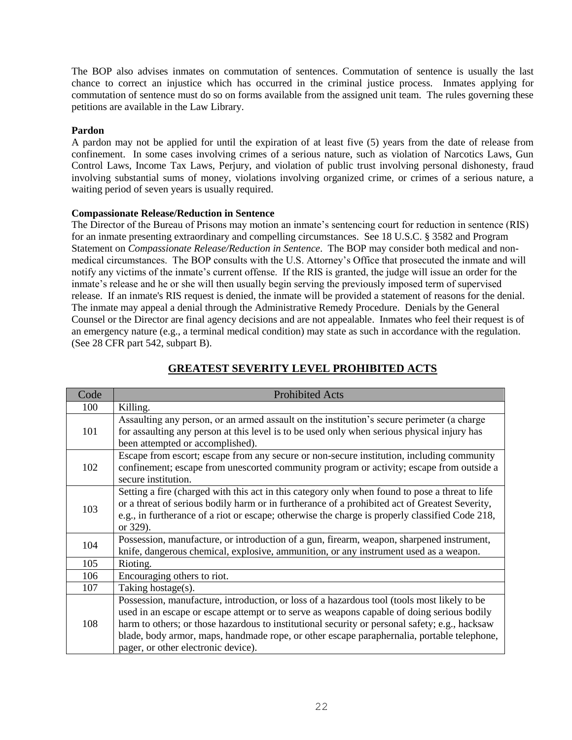The BOP also advises inmates on commutation of sentences. Commutation of sentence is usually the last chance to correct an injustice which has occurred in the criminal justice process. Inmates applying for commutation of sentence must do so on forms available from the assigned unit team. The rules governing these petitions are available in the Law Library.

**Pardon**

A pardon may not be applied for until the expiration of at least five (5) years from the date of release from confinement. In some cases involving crimes of a serious nature, such as violation of Narcotics Laws, Gun Control Laws, Income Tax Laws, Perjury, and violation of public trust involving personal dishonesty, fraud involving substantial sums of money, violations involving organized crime, or crimes of a serious nature, a waiting period of seven years is usually required.

**Compassionate Release/Reduction in Sentence**

The Director of the Bureau of Prisons may motion an inmate's sentencing court for reduction in sentence (RIS) for an inmate presenting extraordinary and compelling circumstances. See 18 U.S.C. § 3582 and Program Statement on *Compassionate Release/Reduction in Sentence*. The BOP may consider both medical and non-medical circumstances. The BOP consults with the U.S. Attorney's Office that prosecuted the inmate and will notify any victims of the inmate's current offense. If the RIS is granted, the judge will issue an order for the inmate's release and he or she will then usually begin serving the previously imposed term of supervised release. If an inmate's RIS request is denied, the inmate will be provided a statement of reasons for the denial. The inmate may appeal a denial through the Administrative Remedy Procedure. Denials by the General Counsel or the Director are final agency decisions and are not appealable. Inmates who feel their request is of an emergency nature (e.g., a terminal medical condition) may state as such in accordance with the regulation. (See 28 CFR part 542, subpart B).

## GREATEST SEVERITY LEVEL PROHIBITED ACTS

| Code | Prohibited Acts |
|---|---|
| 100 | Killing. |
| 101 | Assaulting any person, or an armed assault on the institution's secure perimeter (a charge for assaulting any person at this level is to be used only when serious physical injury has been attempted or accomplished). |
| 102 | Escape from escort; escape from any secure or non-secure institution, including community confinement; escape from unescorted community program or activity; escape from outside a secure institution. |
| 103 | Setting a fire (charged with this act in this category only when found to pose a threat to life or a threat of serious bodily harm or in furtherance of a prohibited act of Greatest Severity, e.g., in furtherance of a riot or escape; otherwise the charge is properly classified Code 218, or 329). |
| 104 | Possession, manufacture, or introduction of a gun, firearm, weapon, sharpened instrument, knife, dangerous chemical, explosive, ammunition, or any instrument used as a weapon. |
| 105 | Rioting. |
| 106 | Encouraging others to riot. |
| 107 | Taking hostage(s). |
| 108 | Possession, manufacture, introduction, or loss of a hazardous tool (tools most likely to be used in an escape or escape attempt or to serve as weapons capable of doing serious bodily harm to others; or those hazardous to institutional security or personal safety; e.g., hacksaw blade, body armor, maps, handmade rope, or other escape paraphernalia, portable telephone, pager, or other electronic device). |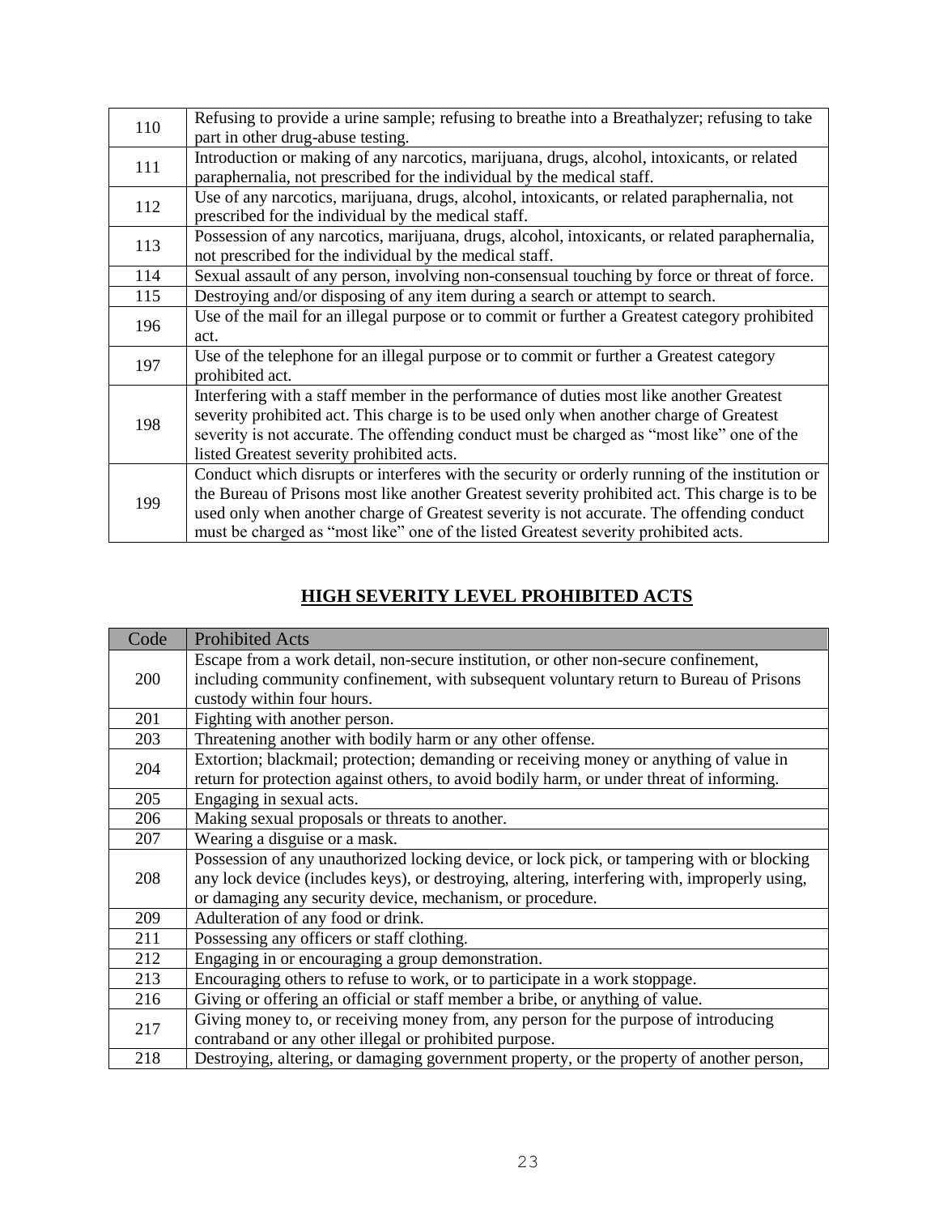| | |
|---|---|
| 110 | Refusing to provide a urine sample; refusing to breathe into a Breathalyzer; refusing to take part in other drug-abuse testing. |
| 111 | Introduction or making of any narcotics, marijuana, drugs, alcohol, intoxicants, or related paraphernalia, not prescribed for the individual by the medical staff. |
| 112 | Use of any narcotics, marijuana, drugs, alcohol, intoxicants, or related paraphernalia, not prescribed for the individual by the medical staff. |
| 113 | Possession of any narcotics, marijuana, drugs, alcohol, intoxicants, or related paraphernalia, not prescribed for the individual by the medical staff. |
| 114 | Sexual assault of any person, involving non-consensual touching by force or threat of force. |
| 115 | Destroying and/or disposing of any item during a search or attempt to search. |
| 196 | Use of the mail for an illegal purpose or to commit or further a Greatest category prohibited act. |
| 197 | Use of the telephone for an illegal purpose or to commit or further a Greatest category prohibited act. |
| 198 | Interfering with a staff member in the performance of duties most like another Greatest severity prohibited act. This charge is to be used only when another charge of Greatest severity is not accurate. The offending conduct must be charged as "most like" one of the listed Greatest severity prohibited acts. |
| 199 | Conduct which disrupts or interferes with the security or orderly running of the institution or the Bureau of Prisons most like another Greatest severity prohibited act. This charge is to be used only when another charge of Greatest severity is not accurate. The offending conduct must be charged as "most like" one of the listed Greatest severity prohibited acts. |

## HIGH SEVERITY LEVEL PROHIBITED ACTS

| Code | Prohibited Acts |
|---|---|
| 200 | Escape from a work detail, non-secure institution, or other non-secure confinement, including community confinement, with subsequent voluntary return to Bureau of Prisons custody within four hours. |
| 201 | Fighting with another person. |
| 203 | Threatening another with bodily harm or any other offense. |
| 204 | Extortion; blackmail; protection; demanding or receiving money or anything of value in return for protection against others, to avoid bodily harm, or under threat of informing. |
| 205 | Engaging in sexual acts. |
| 206 | Making sexual proposals or threats to another. |
| 207 | Wearing a disguise or a mask. |
| 208 | Possession of any unauthorized locking device, or lock pick, or tampering with or blocking any lock device (includes keys), or destroying, altering, interfering with, improperly using, or damaging any security device, mechanism, or procedure. |
| 209 | Adulteration of any food or drink. |
| 211 | Possessing any officers or staff clothing. |
| 212 | Engaging in or encouraging a group demonstration. |
| 213 | Encouraging others to refuse to work, or to participate in a work stoppage. |
| 216 | Giving or offering an official or staff member a bribe, or anything of value. |
| 217 | Giving money to, or receiving money from, any person for the purpose of introducing contraband or any other illegal or prohibited purpose. |
| 218 | Destroying, altering, or damaging government property, or the property of another person, |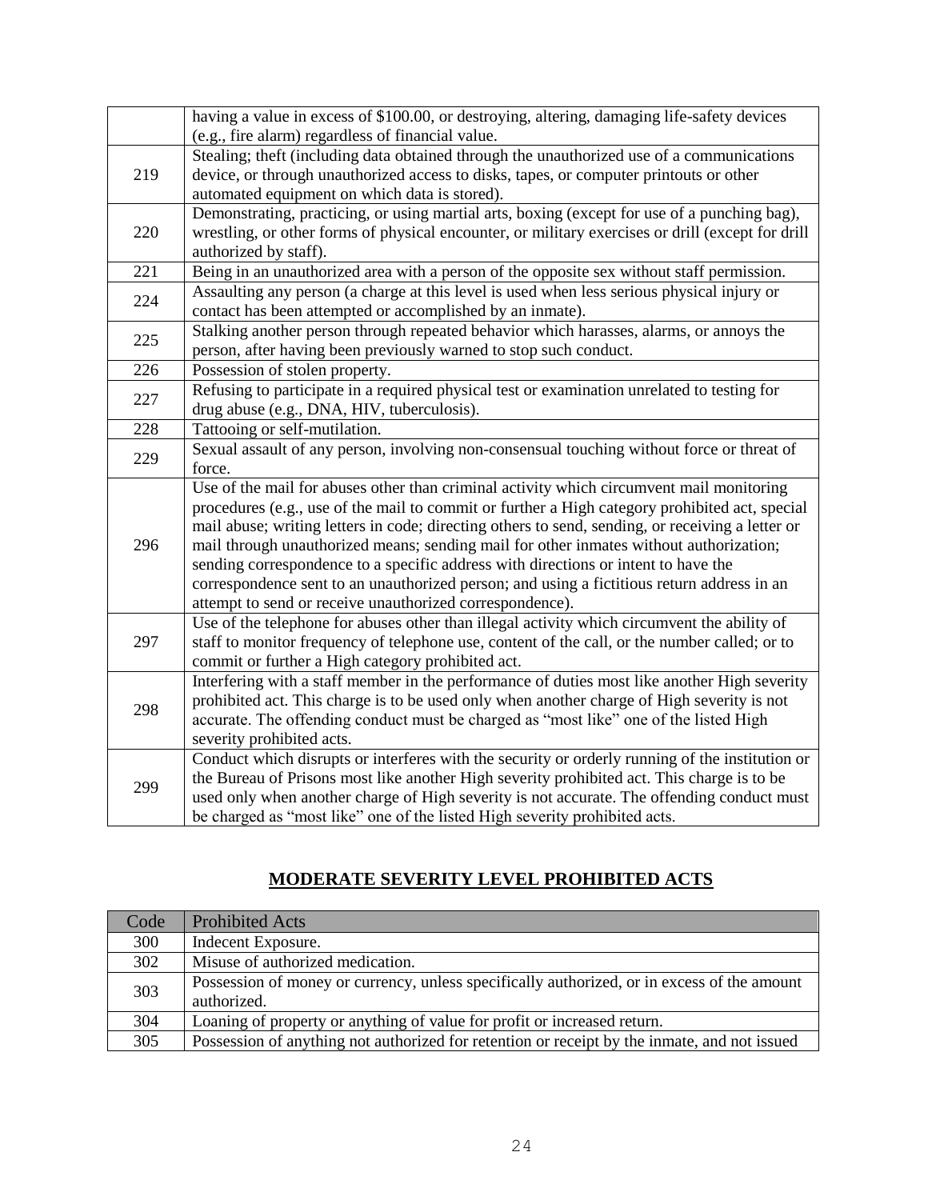| | |
|---|---|
| | having a value in excess of $100.00, or destroying, altering, damaging life-safety devices (e.g., fire alarm) regardless of financial value. |
| 219 | Stealing; theft (including data obtained through the unauthorized use of a communications device, or through unauthorized access to disks, tapes, or computer printouts or other automated equipment on which data is stored). |
| 220 | Demonstrating, practicing, or using martial arts, boxing (except for use of a punching bag), wrestling, or other forms of physical encounter, or military exercises or drill (except for drill authorized by staff). |
| 221 | Being in an unauthorized area with a person of the opposite sex without staff permission. |
| 224 | Assaulting any person (a charge at this level is used when less serious physical injury or contact has been attempted or accomplished by an inmate). |
| 225 | Stalking another person through repeated behavior which harasses, alarms, or annoys the person, after having been previously warned to stop such conduct. |
| 226 | Possession of stolen property. |
| 227 | Refusing to participate in a required physical test or examination unrelated to testing for drug abuse (e.g., DNA, HIV, tuberculosis). |
| 228 | Tattooing or self-mutilation. |
| 229 | Sexual assault of any person, involving non-consensual touching without force or threat of force. |
| 296 | Use of the mail for abuses other than criminal activity which circumvent mail monitoring procedures (e.g., use of the mail to commit or further a High category prohibited act, special mail abuse; writing letters in code; directing others to send, sending, or receiving a letter or mail through unauthorized means; sending mail for other inmates without authorization; sending correspondence to a specific address with directions or intent to have the correspondence sent to an unauthorized person; and using a fictitious return address in an attempt to send or receive unauthorized correspondence). |
| 297 | Use of the telephone for abuses other than illegal activity which circumvent the ability of staff to monitor frequency of telephone use, content of the call, or the number called; or to commit or further a High category prohibited act. |
| 298 | Interfering with a staff member in the performance of duties most like another High severity prohibited act. This charge is to be used only when another charge of High severity is not accurate. The offending conduct must be charged as "most like" one of the listed High severity prohibited acts. |
| 299 | Conduct which disrupts or interferes with the security or orderly running of the institution or the Bureau of Prisons most like another High severity prohibited act. This charge is to be used only when another charge of High severity is not accurate. The offending conduct must be charged as "most like" one of the listed High severity prohibited acts. |

## MODERATE SEVERITY LEVEL PROHIBITED ACTS

| Code | Prohibited Acts |
|---|---|
| 300 | Indecent Exposure. |
| 302 | Misuse of authorized medication. |
| 303 | Possession of money or currency, unless specifically authorized, or in excess of the amount authorized. |
| 304 | Loaning of property or anything of value for profit or increased return. |
| 305 | Possession of anything not authorized for retention or receipt by the inmate, and not issued |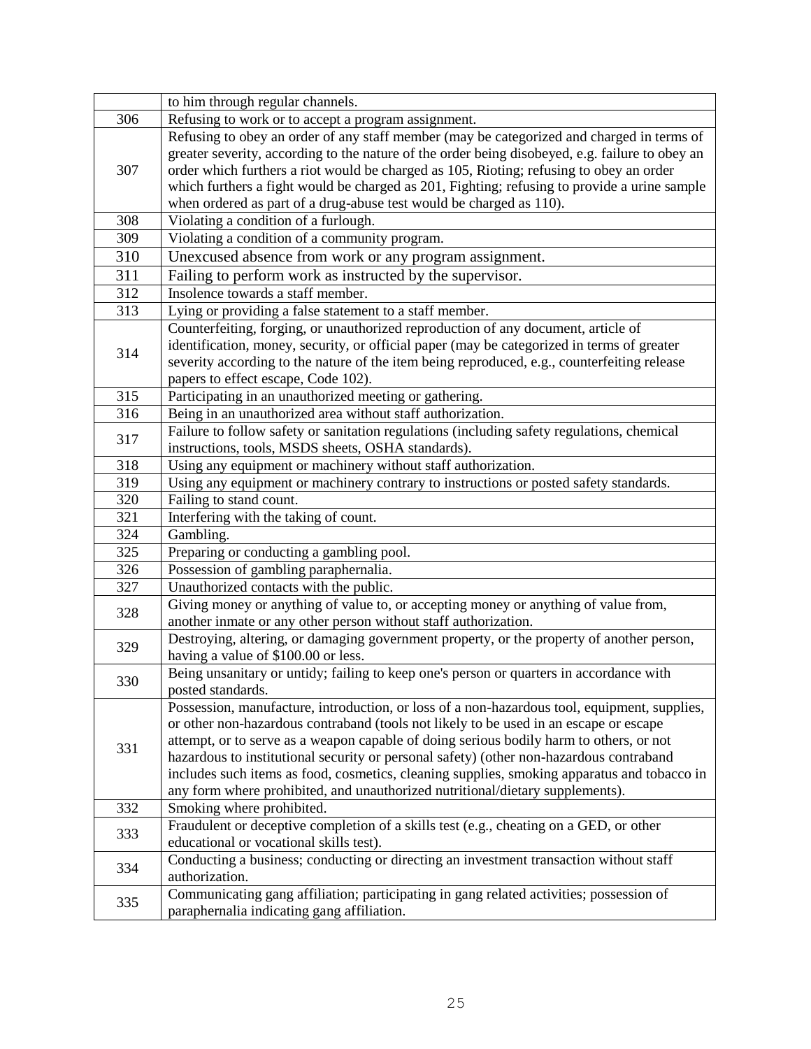| | |
|---|---|
| | to him through regular channels. |
| 306 | Refusing to work or to accept a program assignment. |
| 307 | Refusing to obey an order of any staff member (may be categorized and charged in terms of greater severity, according to the nature of the order being disobeyed, e.g. failure to obey an order which furthers a riot would be charged as 105, Rioting; refusing to obey an order which furthers a fight would be charged as 201, Fighting; refusing to provide a urine sample when ordered as part of a drug-abuse test would be charged as 110). |
| 308 | Violating a condition of a furlough. |
| 309 | Violating a condition of a community program. |
| 310 | Unexcused absence from work or any program assignment. |
| 311 | Failing to perform work as instructed by the supervisor. |
| 312 | Insolence towards a staff member. |
| 313 | Lying or providing a false statement to a staff member. |
| 314 | Counterfeiting, forging, or unauthorized reproduction of any document, article of identification, money, security, or official paper (may be categorized in terms of greater severity according to the nature of the item being reproduced, e.g., counterfeiting release papers to effect escape, Code 102). |
| 315 | Participating in an unauthorized meeting or gathering. |
| 316 | Being in an unauthorized area without staff authorization. |
| 317 | Failure to follow safety or sanitation regulations (including safety regulations, chemical instructions, tools, MSDS sheets, OSHA standards). |
| 318 | Using any equipment or machinery without staff authorization. |
| 319 | Using any equipment or machinery contrary to instructions or posted safety standards. |
| 320 | Failing to stand count. |
| 321 | Interfering with the taking of count. |
| 324 | Gambling. |
| 325 | Preparing or conducting a gambling pool. |
| 326 | Possession of gambling paraphernalia. |
| 327 | Unauthorized contacts with the public. |
| 328 | Giving money or anything of value to, or accepting money or anything of value from, another inmate or any other person without staff authorization. |
| 329 | Destroying, altering, or damaging government property, or the property of another person, having a value of $100.00 or less. |
| 330 | Being unsanitary or untidy; failing to keep one's person or quarters in accordance with posted standards. |
| 331 | Possession, manufacture, introduction, or loss of a non-hazardous tool, equipment, supplies, or other non-hazardous contraband (tools not likely to be used in an escape or escape attempt, or to serve as a weapon capable of doing serious bodily harm to others, or not hazardous to institutional security or personal safety) (other non-hazardous contraband includes such items as food, cosmetics, cleaning supplies, smoking apparatus and tobacco in any form where prohibited, and unauthorized nutritional/dietary supplements). |
| 332 | Smoking where prohibited. |
| 333 | Fraudulent or deceptive completion of a skills test (e.g., cheating on a GED, or other educational or vocational skills test). |
| 334 | Conducting a business; conducting or directing an investment transaction without staff authorization. |
| 335 | Communicating gang affiliation; participating in gang related activities; possession of paraphernalia indicating gang affiliation. |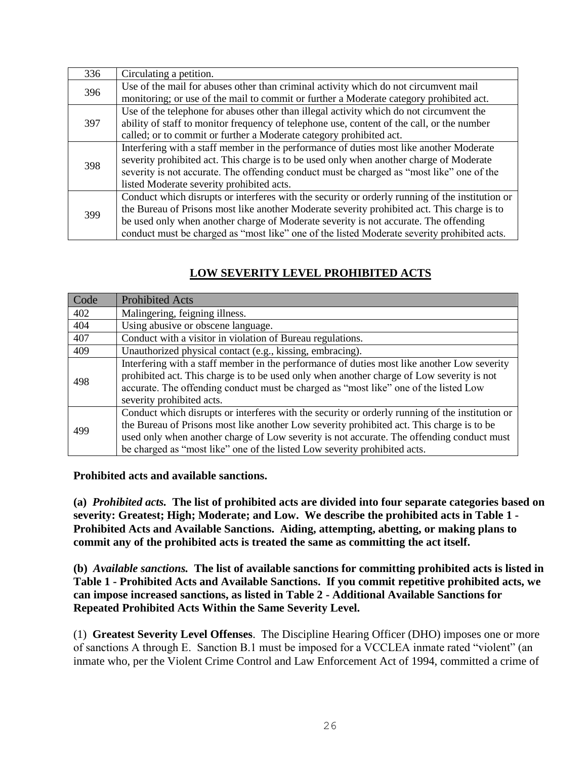| | |
|---|---|
| 336 | Circulating a petition. |
| 396 | Use of the mail for abuses other than criminal activity which do not circumvent mail monitoring; or use of the mail to commit or further a Moderate category prohibited act. |
| 397 | Use of the telephone for abuses other than illegal activity which do not circumvent the ability of staff to monitor frequency of telephone use, content of the call, or the number called; or to commit or further a Moderate category prohibited act. |
| 398 | Interfering with a staff member in the performance of duties most like another Moderate severity prohibited act. This charge is to be used only when another charge of Moderate severity is not accurate. The offending conduct must be charged as "most like" one of the listed Moderate severity prohibited acts. |
| 399 | Conduct which disrupts or interferes with the security or orderly running of the institution or the Bureau of Prisons most like another Moderate severity prohibited act. This charge is to be used only when another charge of Moderate severity is not accurate. The offending conduct must be charged as "most like" one of the listed Moderate severity prohibited acts. |

## LOW SEVERITY LEVEL PROHIBITED ACTS

| Code | Prohibited Acts |
|---|---|
| 402 | Malingering, feigning illness. |
| 404 | Using abusive or obscene language. |
| 407 | Conduct with a visitor in violation of Bureau regulations. |
| 409 | Unauthorized physical contact (e.g., kissing, embracing). |
| 498 | Interfering with a staff member in the performance of duties most like another Low severity prohibited act. This charge is to be used only when another charge of Low severity is not accurate. The offending conduct must be charged as "most like" one of the listed Low severity prohibited acts. |
| 499 | Conduct which disrupts or interferes with the security or orderly running of the institution or the Bureau of Prisons most like another Low severity prohibited act. This charge is to be used only when another charge of Low severity is not accurate. The offending conduct must be charged as "most like" one of the listed Low severity prohibited acts. |

**Prohibited acts and available sanctions.**

**(a)** ***Prohibited acts.*** **The list of prohibited acts are divided into four separate categories based on severity: Greatest; High; Moderate; and Low. We describe the prohibited acts in Table 1 - Prohibited Acts and Available Sanctions. Aiding, attempting, abetting, or making plans to commit any of the prohibited acts is treated the same as committing the act itself.**

**(b)** ***Available sanctions.*** **The list of available sanctions for committing prohibited acts is listed in Table 1 - Prohibited Acts and Available Sanctions. If you commit repetitive prohibited acts, we can impose increased sanctions, as listed in Table 2 - Additional Available Sanctions for Repeated Prohibited Acts Within the Same Severity Level.**

(1) **Greatest Severity Level Offenses**. The Discipline Hearing Officer (DHO) imposes one or more of sanctions A through E. Sanction B.1 must be imposed for a VCCLEA inmate rated "violent" (an inmate who, per the Violent Crime Control and Law Enforcement Act of 1994, committed a crime of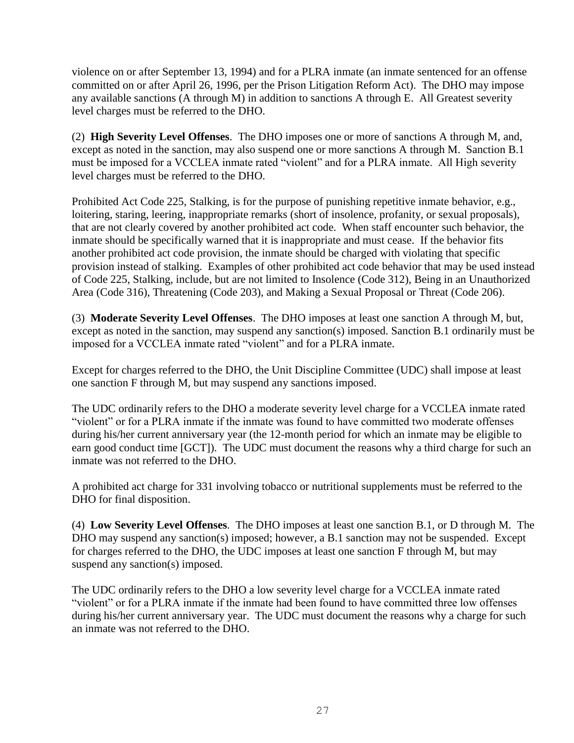violence on or after September 13, 1994) and for a PLRA inmate (an inmate sentenced for an offense committed on or after April 26, 1996, per the Prison Litigation Reform Act). The DHO may impose any available sanctions (A through M) in addition to sanctions A through E. All Greatest severity level charges must be referred to the DHO.

(2) **High Severity Level Offenses**. The DHO imposes one or more of sanctions A through M, and, except as noted in the sanction, may also suspend one or more sanctions A through M. Sanction B.1 must be imposed for a VCCLEA inmate rated "violent" and for a PLRA inmate. All High severity level charges must be referred to the DHO.

Prohibited Act Code 225, Stalking, is for the purpose of punishing repetitive inmate behavior, e.g., loitering, staring, leering, inappropriate remarks (short of insolence, profanity, or sexual proposals), that are not clearly covered by another prohibited act code. When staff encounter such behavior, the inmate should be specifically warned that it is inappropriate and must cease. If the behavior fits another prohibited act code provision, the inmate should be charged with violating that specific provision instead of stalking. Examples of other prohibited act code behavior that may be used instead of Code 225, Stalking, include, but are not limited to Insolence (Code 312), Being in an Unauthorized Area (Code 316), Threatening (Code 203), and Making a Sexual Proposal or Threat (Code 206).

(3) **Moderate Severity Level Offenses**. The DHO imposes at least one sanction A through M, but, except as noted in the sanction, may suspend any sanction(s) imposed. Sanction B.1 ordinarily must be imposed for a VCCLEA inmate rated "violent" and for a PLRA inmate.

Except for charges referred to the DHO, the Unit Discipline Committee (UDC) shall impose at least one sanction F through M, but may suspend any sanctions imposed.

The UDC ordinarily refers to the DHO a moderate severity level charge for a VCCLEA inmate rated "violent" or for a PLRA inmate if the inmate was found to have committed two moderate offenses during his/her current anniversary year (the 12-month period for which an inmate may be eligible to earn good conduct time [GCT]). The UDC must document the reasons why a third charge for such an inmate was not referred to the DHO.

A prohibited act charge for 331 involving tobacco or nutritional supplements must be referred to the DHO for final disposition.

(4) **Low Severity Level Offenses**. The DHO imposes at least one sanction B.1, or D through M. The DHO may suspend any sanction(s) imposed; however, a B.1 sanction may not be suspended. Except for charges referred to the DHO, the UDC imposes at least one sanction F through M, but may suspend any sanction(s) imposed.

The UDC ordinarily refers to the DHO a low severity level charge for a VCCLEA inmate rated "violent" or for a PLRA inmate if the inmate had been found to have committed three low offenses during his/her current anniversary year. The UDC must document the reasons why a charge for such an inmate was not referred to the DHO.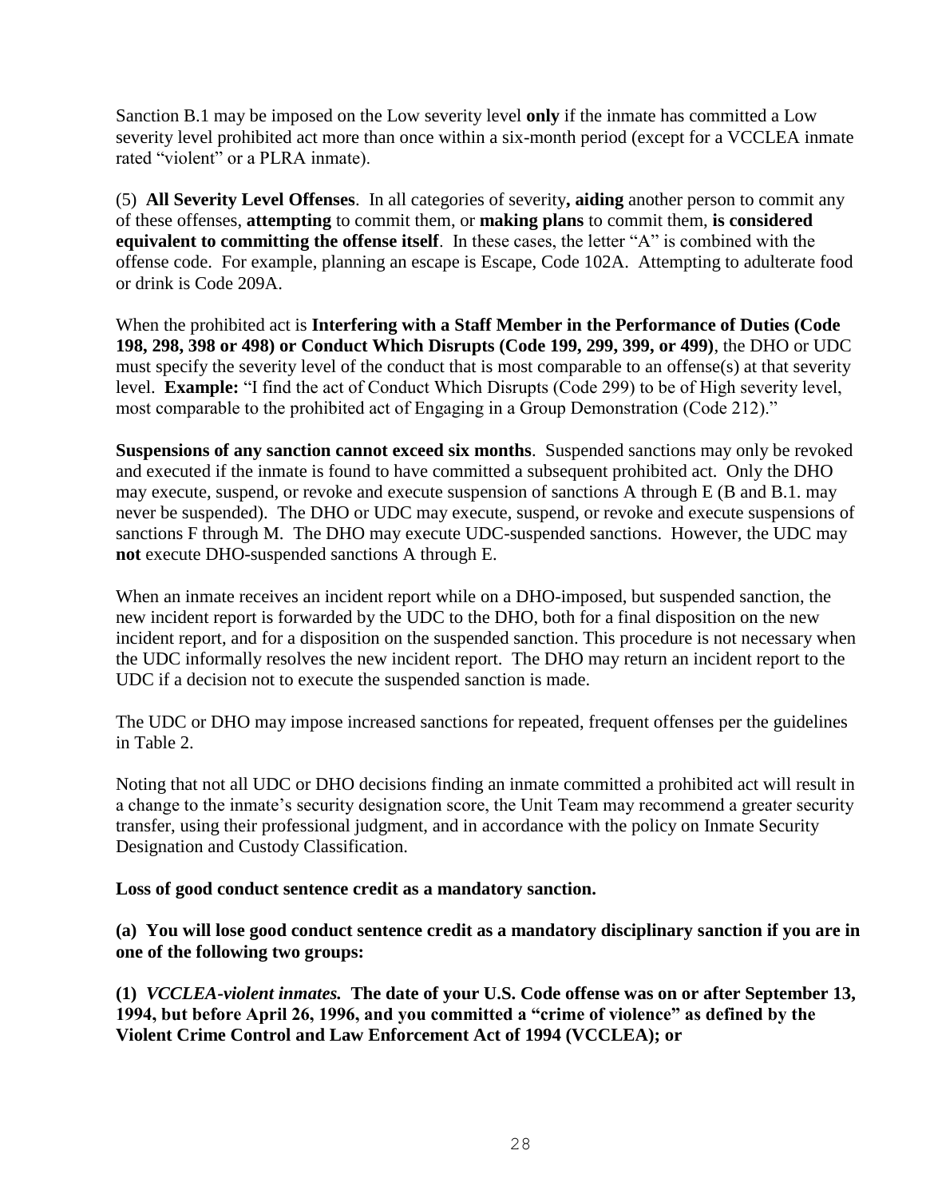Sanction B.1 may be imposed on the Low severity level **only** if the inmate has committed a Low severity level prohibited act more than once within a six-month period (except for a VCCLEA inmate rated "violent" or a PLRA inmate).

(5) **All Severity Level Offenses**. In all categories of severity**, aiding** another person to commit any of these offenses, **attempting** to commit them, or **making plans** to commit them, **is considered equivalent to committing the offense itself**. In these cases, the letter "A" is combined with the offense code. For example, planning an escape is Escape, Code 102A. Attempting to adulterate food or drink is Code 209A.

When the prohibited act is **Interfering with a Staff Member in the Performance of Duties (Code 198, 298, 398 or 498) or Conduct Which Disrupts (Code 199, 299, 399, or 499)**, the DHO or UDC must specify the severity level of the conduct that is most comparable to an offense(s) at that severity level. **Example:** "I find the act of Conduct Which Disrupts (Code 299) to be of High severity level, most comparable to the prohibited act of Engaging in a Group Demonstration (Code 212)."

**Suspensions of any sanction cannot exceed six months**. Suspended sanctions may only be revoked and executed if the inmate is found to have committed a subsequent prohibited act. Only the DHO may execute, suspend, or revoke and execute suspension of sanctions A through E (B and B.1. may never be suspended). The DHO or UDC may execute, suspend, or revoke and execute suspensions of sanctions F through M. The DHO may execute UDC-suspended sanctions. However, the UDC may **not** execute DHO-suspended sanctions A through E.

When an inmate receives an incident report while on a DHO-imposed, but suspended sanction, the new incident report is forwarded by the UDC to the DHO, both for a final disposition on the new incident report, and for a disposition on the suspended sanction. This procedure is not necessary when the UDC informally resolves the new incident report. The DHO may return an incident report to the UDC if a decision not to execute the suspended sanction is made.

The UDC or DHO may impose increased sanctions for repeated, frequent offenses per the guidelines in Table 2.

Noting that not all UDC or DHO decisions finding an inmate committed a prohibited act will result in a change to the inmate's security designation score, the Unit Team may recommend a greater security transfer, using their professional judgment, and in accordance with the policy on Inmate Security Designation and Custody Classification.

**Loss of good conduct sentence credit as a mandatory sanction.**

**(a) You will lose good conduct sentence credit as a mandatory disciplinary sanction if you are in one of the following two groups:**

**(1) *VCCLEA-violent inmates.* The date of your U.S. Code offense was on or after September 13, 1994, but before April 26, 1996, and you committed a "crime of violence" as defined by the Violent Crime Control and Law Enforcement Act of 1994 (VCCLEA); or**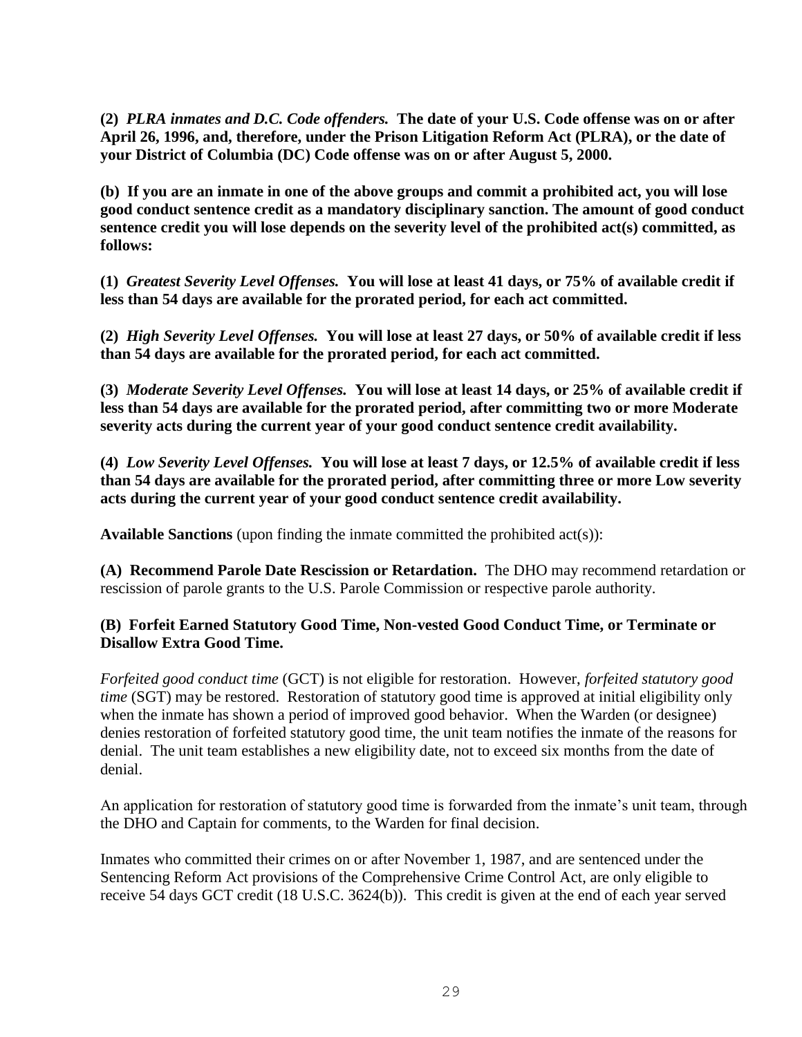**(2)** ***PLRA inmates and D.C. Code offenders.*** **The date of your U.S. Code offense was on or after April 26, 1996, and, therefore, under the Prison Litigation Reform Act (PLRA), or the date of your District of Columbia (DC) Code offense was on or after August 5, 2000.**

**(b) If you are an inmate in one of the above groups and commit a prohibited act, you will lose good conduct sentence credit as a mandatory disciplinary sanction. The amount of good conduct sentence credit you will lose depends on the severity level of the prohibited act(s) committed, as follows:**

**(1)** ***Greatest Severity Level Offenses.*** **You will lose at least 41 days, or 75% of available credit if less than 54 days are available for the prorated period, for each act committed.**

**(2)** ***High Severity Level Offenses.*** **You will lose at least 27 days, or 50% of available credit if less than 54 days are available for the prorated period, for each act committed.**

**(3)** ***Moderate Severity Level Offenses.*** **You will lose at least 14 days, or 25% of available credit if less than 54 days are available for the prorated period, after committing two or more Moderate severity acts during the current year of your good conduct sentence credit availability.**

**(4)** ***Low Severity Level Offenses.*** **You will lose at least 7 days, or 12.5% of available credit if less than 54 days are available for the prorated period, after committing three or more Low severity acts during the current year of your good conduct sentence credit availability.**

**Available Sanctions** (upon finding the inmate committed the prohibited act(s)):

**(A) Recommend Parole Date Rescission or Retardation.** The DHO may recommend retardation or rescission of parole grants to the U.S. Parole Commission or respective parole authority.

**(B) Forfeit Earned Statutory Good Time, Non-vested Good Conduct Time, or Terminate or Disallow Extra Good Time.**

*Forfeited good conduct time* (GCT) is not eligible for restoration. However, *forfeited statutory good time* (SGT) may be restored. Restoration of statutory good time is approved at initial eligibility only when the inmate has shown a period of improved good behavior. When the Warden (or designee) denies restoration of forfeited statutory good time, the unit team notifies the inmate of the reasons for denial. The unit team establishes a new eligibility date, not to exceed six months from the date of denial.

An application for restoration of statutory good time is forwarded from the inmate's unit team, through the DHO and Captain for comments, to the Warden for final decision.

Inmates who committed their crimes on or after November 1, 1987, and are sentenced under the Sentencing Reform Act provisions of the Comprehensive Crime Control Act, are only eligible to receive 54 days GCT credit (18 U.S.C. 3624(b)). This credit is given at the end of each year served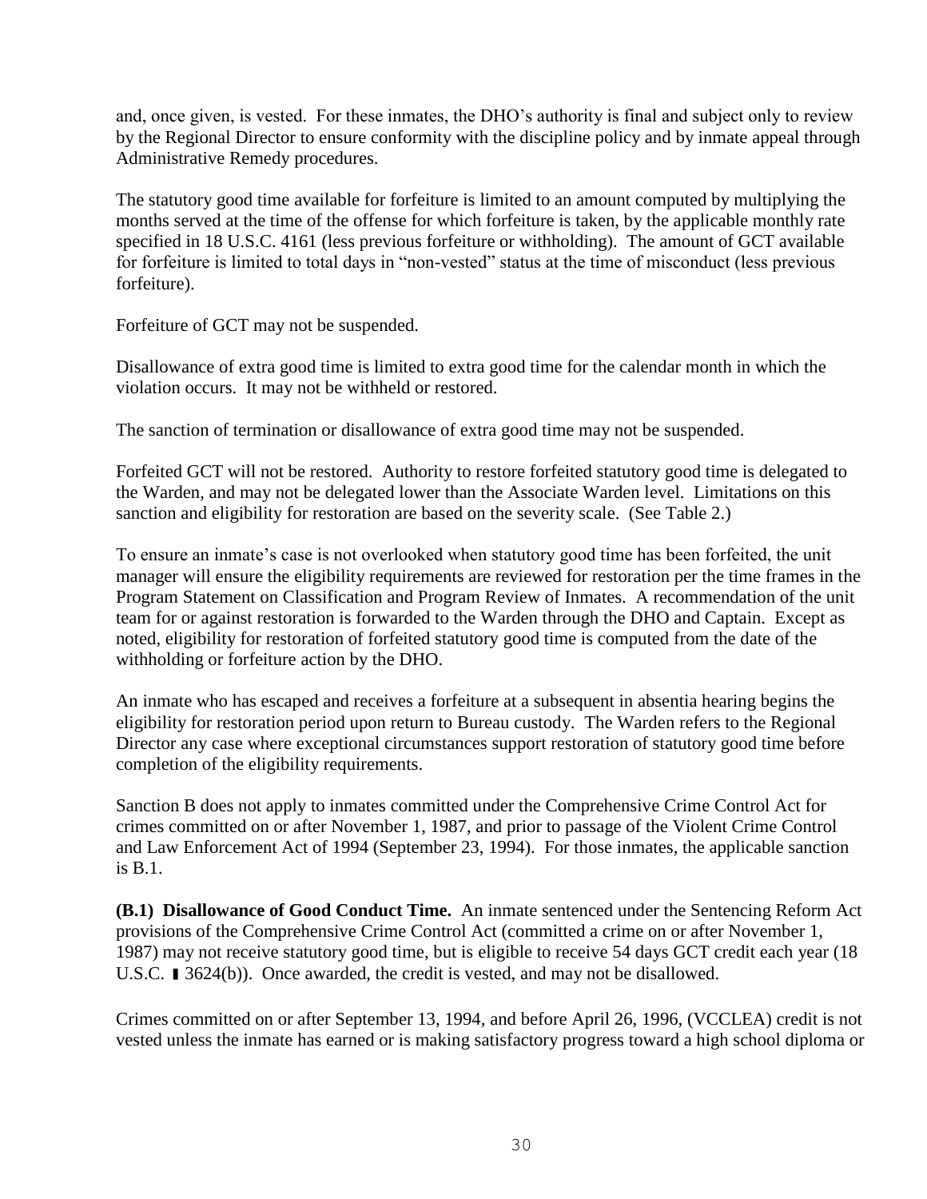and, once given, is vested. For these inmates, the DHO's authority is final and subject only to review by the Regional Director to ensure conformity with the discipline policy and by inmate appeal through Administrative Remedy procedures.

The statutory good time available for forfeiture is limited to an amount computed by multiplying the months served at the time of the offense for which forfeiture is taken, by the applicable monthly rate specified in 18 U.S.C. 4161 (less previous forfeiture or withholding). The amount of GCT available for forfeiture is limited to total days in "non-vested" status at the time of misconduct (less previous forfeiture).

Forfeiture of GCT may not be suspended.

Disallowance of extra good time is limited to extra good time for the calendar month in which the violation occurs. It may not be withheld or restored.

The sanction of termination or disallowance of extra good time may not be suspended.

Forfeited GCT will not be restored. Authority to restore forfeited statutory good time is delegated to the Warden, and may not be delegated lower than the Associate Warden level. Limitations on this sanction and eligibility for restoration are based on the severity scale. (See Table 2.)

To ensure an inmate's case is not overlooked when statutory good time has been forfeited, the unit manager will ensure the eligibility requirements are reviewed for restoration per the time frames in the Program Statement on Classification and Program Review of Inmates. A recommendation of the unit team for or against restoration is forwarded to the Warden through the DHO and Captain. Except as noted, eligibility for restoration of forfeited statutory good time is computed from the date of the withholding or forfeiture action by the DHO.

An inmate who has escaped and receives a forfeiture at a subsequent in absentia hearing begins the eligibility for restoration period upon return to Bureau custody. The Warden refers to the Regional Director any case where exceptional circumstances support restoration of statutory good time before completion of the eligibility requirements.

Sanction B does not apply to inmates committed under the Comprehensive Crime Control Act for crimes committed on or after November 1, 1987, and prior to passage of the Violent Crime Control and Law Enforcement Act of 1994 (September 23, 1994). For those inmates, the applicable sanction is B.1.

**(B.1) Disallowance of Good Conduct Time.** An inmate sentenced under the Sentencing Reform Act provisions of the Comprehensive Crime Control Act (committed a crime on or after November 1, 1987) may not receive statutory good time, but is eligible to receive 54 days GCT credit each year (18 U.S.C. § 3624(b)). Once awarded, the credit is vested, and may not be disallowed.

Crimes committed on or after September 13, 1994, and before April 26, 1996, (VCCLEA) credit is not vested unless the inmate has earned or is making satisfactory progress toward a high school diploma or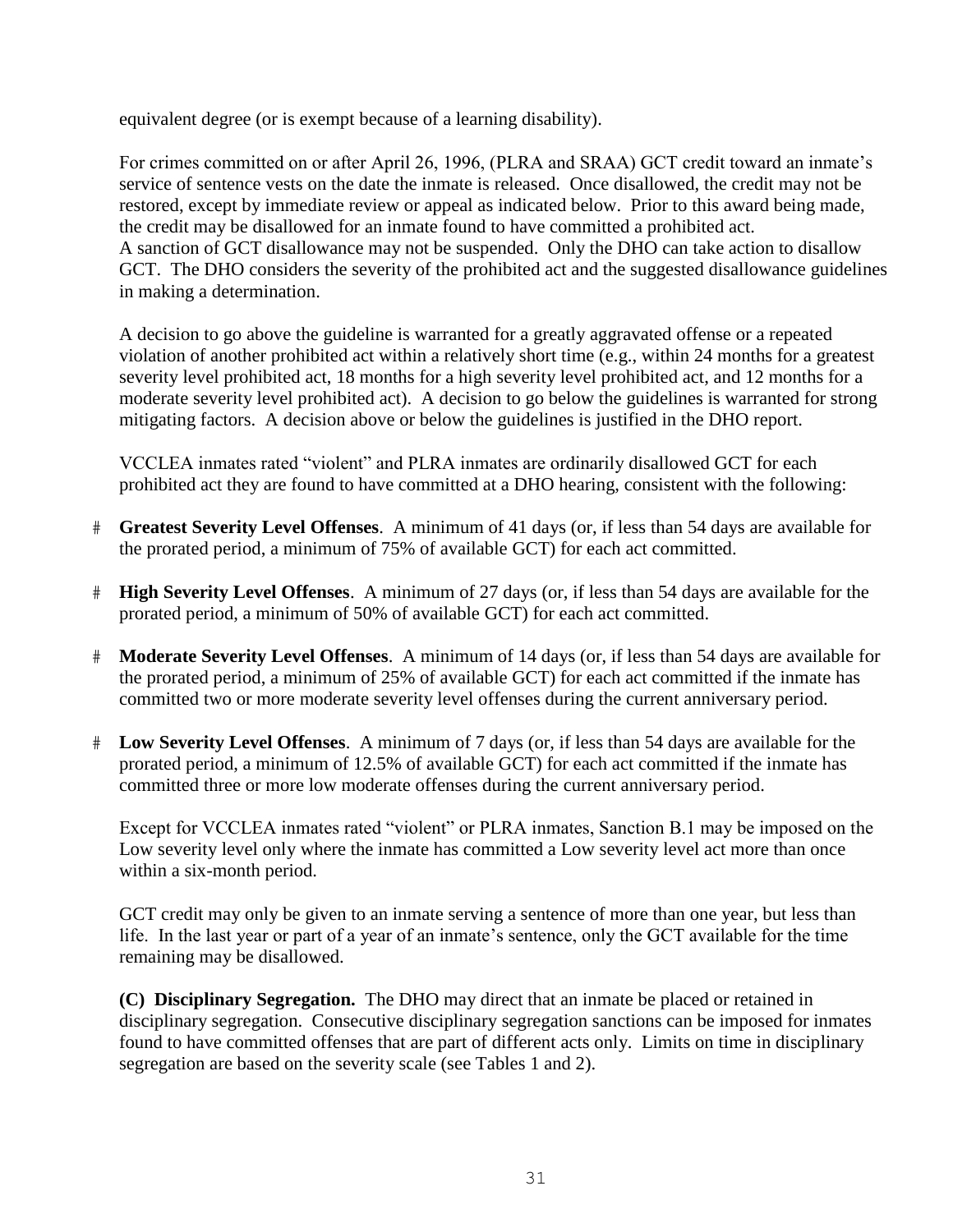equivalent degree (or is exempt because of a learning disability).

For crimes committed on or after April 26, 1996, (PLRA and SRAA) GCT credit toward an inmate's service of sentence vests on the date the inmate is released. Once disallowed, the credit may not be restored, except by immediate review or appeal as indicated below. Prior to this award being made, the credit may be disallowed for an inmate found to have committed a prohibited act.
A sanction of GCT disallowance may not be suspended. Only the DHO can take action to disallow GCT. The DHO considers the severity of the prohibited act and the suggested disallowance guidelines in making a determination.

A decision to go above the guideline is warranted for a greatly aggravated offense or a repeated violation of another prohibited act within a relatively short time (e.g., within 24 months for a greatest severity level prohibited act, 18 months for a high severity level prohibited act, and 12 months for a moderate severity level prohibited act). A decision to go below the guidelines is warranted for strong mitigating factors. A decision above or below the guidelines is justified in the DHO report.

VCCLEA inmates rated "violent" and PLRA inmates are ordinarily disallowed GCT for each prohibited act they are found to have committed at a DHO hearing, consistent with the following:

- **Greatest Severity Level Offenses**. A minimum of 41 days (or, if less than 54 days are available for the prorated period, a minimum of 75% of available GCT) for each act committed.
- **High Severity Level Offenses**. A minimum of 27 days (or, if less than 54 days are available for the prorated period, a minimum of 50% of available GCT) for each act committed.
- **Moderate Severity Level Offenses**. A minimum of 14 days (or, if less than 54 days are available for the prorated period, a minimum of 25% of available GCT) for each act committed if the inmate has committed two or more moderate severity level offenses during the current anniversary period.
- **Low Severity Level Offenses**. A minimum of 7 days (or, if less than 54 days are available for the prorated period, a minimum of 12.5% of available GCT) for each act committed if the inmate has committed three or more low moderate offenses during the current anniversary period.

Except for VCCLEA inmates rated "violent" or PLRA inmates, Sanction B.1 may be imposed on the Low severity level only where the inmate has committed a Low severity level act more than once within a six-month period.

GCT credit may only be given to an inmate serving a sentence of more than one year, but less than life. In the last year or part of a year of an inmate's sentence, only the GCT available for the time remaining may be disallowed.

**(C) Disciplinary Segregation.** The DHO may direct that an inmate be placed or retained in disciplinary segregation. Consecutive disciplinary segregation sanctions can be imposed for inmates found to have committed offenses that are part of different acts only. Limits on time in disciplinary segregation are based on the severity scale (see Tables 1 and 2).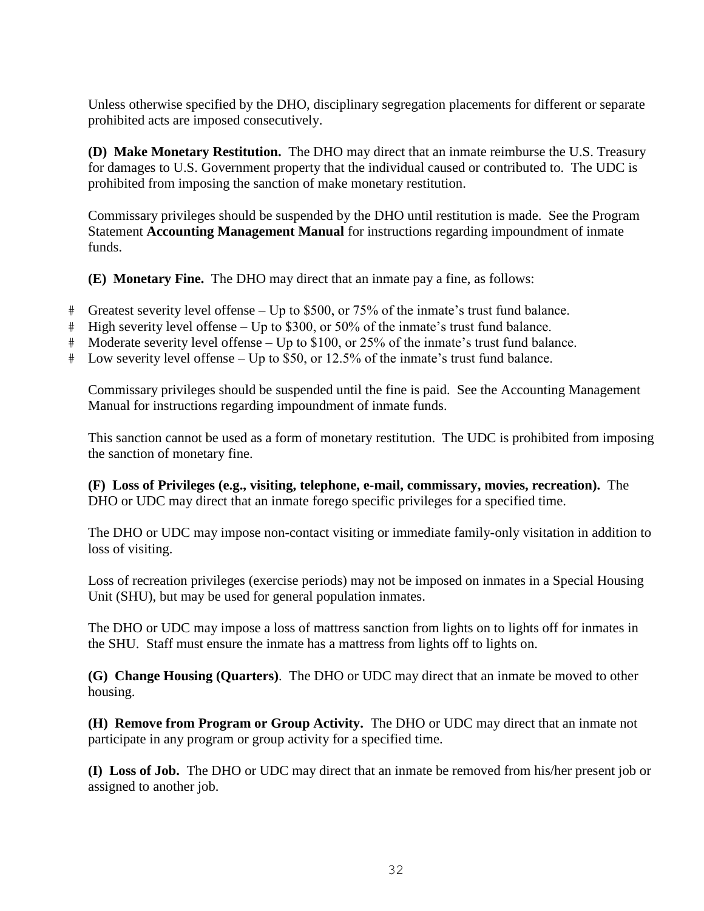Unless otherwise specified by the DHO, disciplinary segregation placements for different or separate prohibited acts are imposed consecutively.

**(D) Make Monetary Restitution.** The DHO may direct that an inmate reimburse the U.S. Treasury for damages to U.S. Government property that the individual caused or contributed to. The UDC is prohibited from imposing the sanction of make monetary restitution.

Commissary privileges should be suspended by the DHO until restitution is made. See the Program Statement **Accounting Management Manual** for instructions regarding impoundment of inmate funds.

**(E) Monetary Fine.** The DHO may direct that an inmate pay a fine, as follows:

- Greatest severity level offense – Up to $500, or 75% of the inmate's trust fund balance.
- High severity level offense – Up to $300, or 50% of the inmate's trust fund balance.
- Moderate severity level offense – Up to $100, or 25% of the inmate's trust fund balance.
- Low severity level offense – Up to $50, or 12.5% of the inmate's trust fund balance.

Commissary privileges should be suspended until the fine is paid. See the Accounting Management Manual for instructions regarding impoundment of inmate funds.

This sanction cannot be used as a form of monetary restitution. The UDC is prohibited from imposing the sanction of monetary fine.

**(F) Loss of Privileges (e.g., visiting, telephone, e-mail, commissary, movies, recreation).** The DHO or UDC may direct that an inmate forego specific privileges for a specified time.

The DHO or UDC may impose non-contact visiting or immediate family-only visitation in addition to loss of visiting.

Loss of recreation privileges (exercise periods) may not be imposed on inmates in a Special Housing Unit (SHU), but may be used for general population inmates.

The DHO or UDC may impose a loss of mattress sanction from lights on to lights off for inmates in the SHU. Staff must ensure the inmate has a mattress from lights off to lights on.

**(G) Change Housing (Quarters)**. The DHO or UDC may direct that an inmate be moved to other housing.

**(H) Remove from Program or Group Activity.** The DHO or UDC may direct that an inmate not participate in any program or group activity for a specified time.

**(I) Loss of Job.** The DHO or UDC may direct that an inmate be removed from his/her present job or assigned to another job.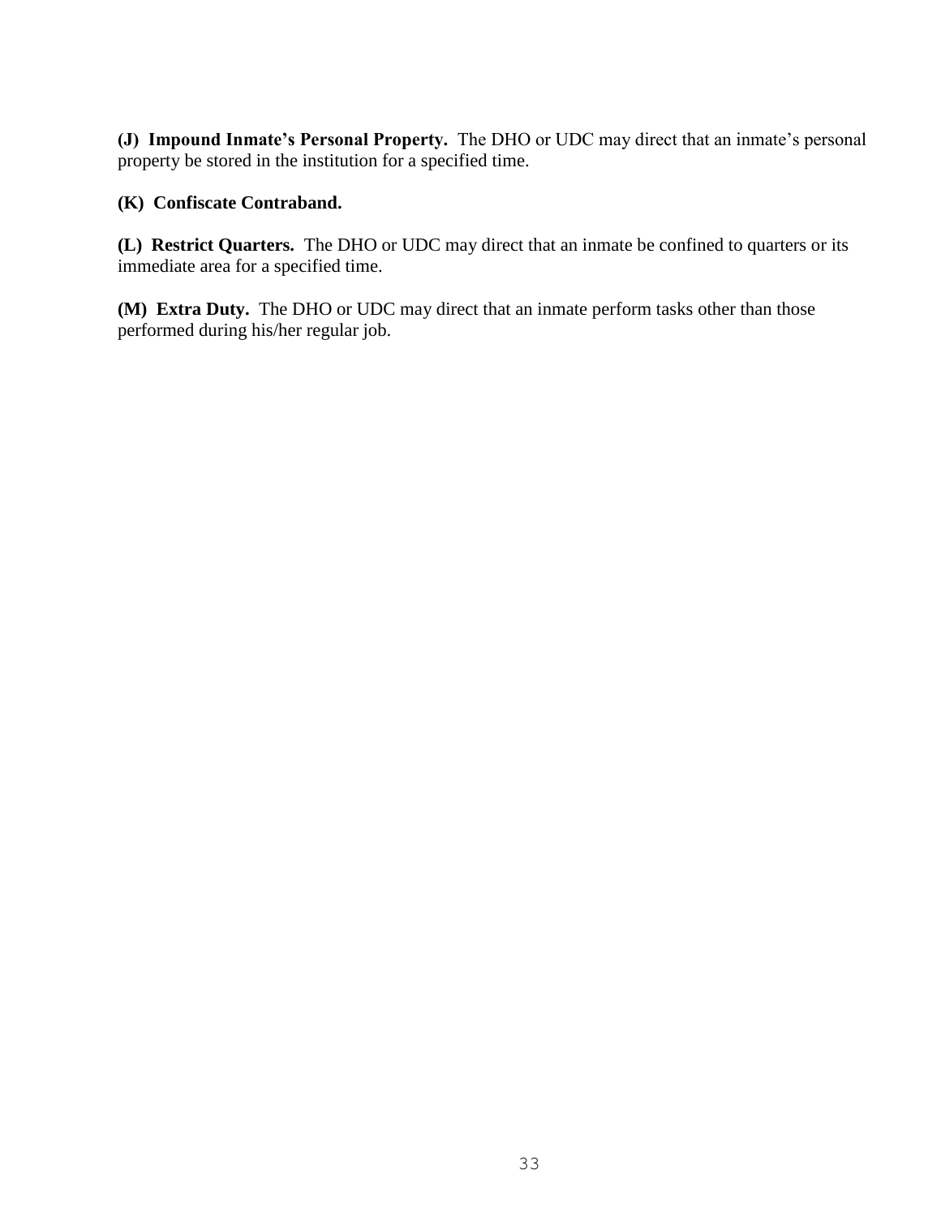**(J) Impound Inmate's Personal Property.** The DHO or UDC may direct that an inmate's personal property be stored in the institution for a specified time.

**(K) Confiscate Contraband.**

**(L) Restrict Quarters.** The DHO or UDC may direct that an inmate be confined to quarters or its immediate area for a specified time.

**(M) Extra Duty.** The DHO or UDC may direct that an inmate perform tasks other than those performed during his/her regular job.